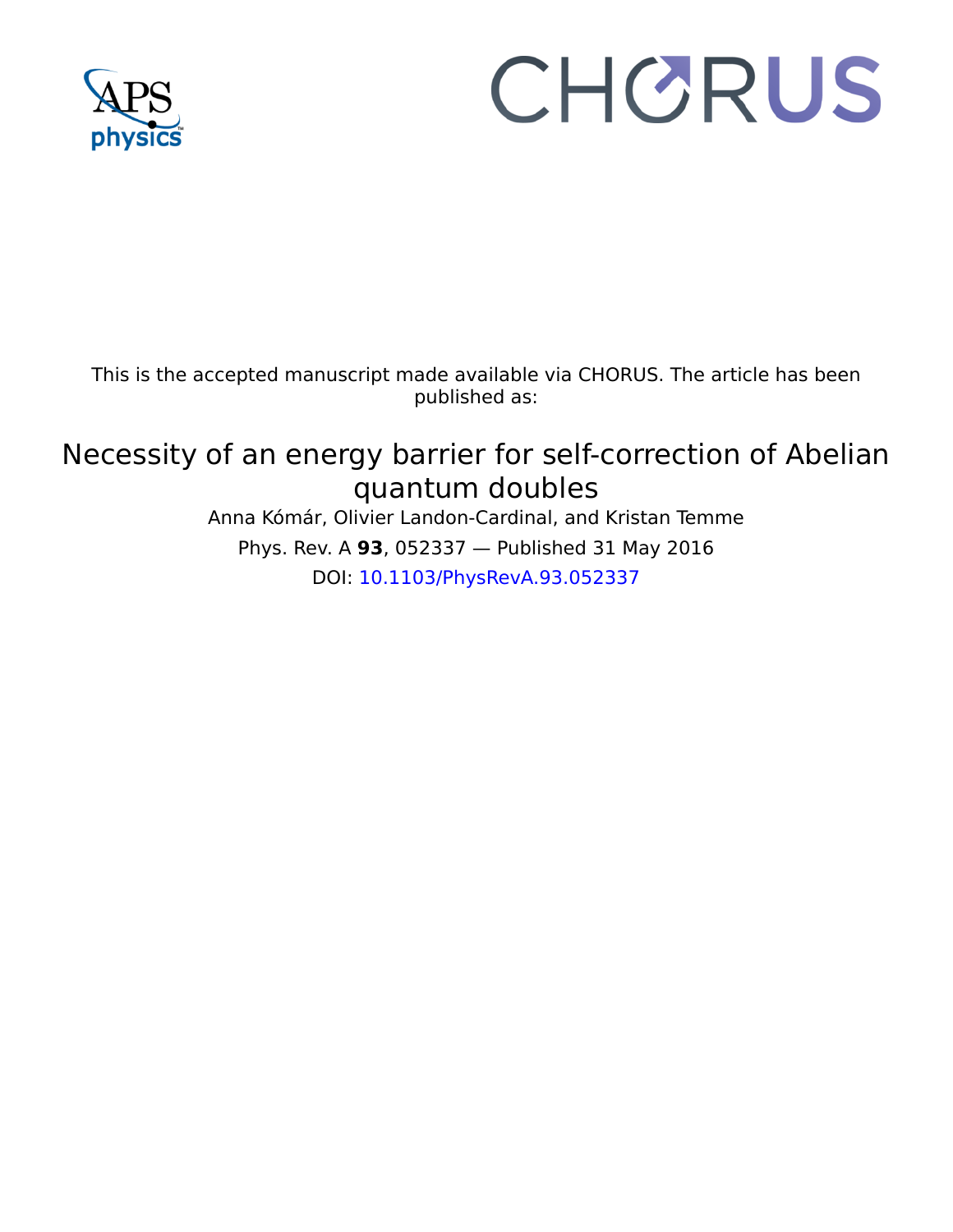This is the accepted manuscript made available via CHORUS. The article has been published as:

# Necessity of an energy barrier for self-correction of Abelian quantum doubles

Anna Kómár, Olivier Landon-Cardinal, and Kristan Temme

Phys. Rev. A **93**, 052337 — Published 31 May 2016

DOI: 10.1103/PhysRevA.93.052337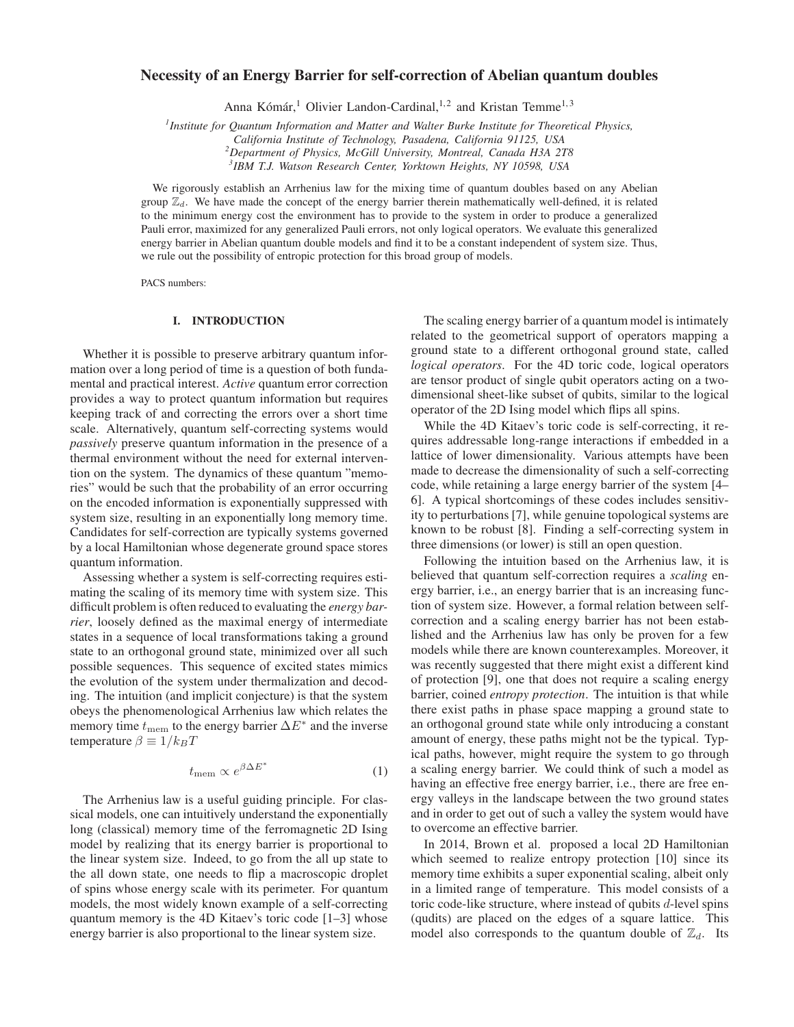# Necessity of an Energy Barrier for self-correction of Abelian quantum doubles

Anna Kómár,[1] Olivier Landon-Cardinal,[1,2] and Kristan Temme[1,3]

[1] Institute for Quantum Information and Matter and Walter Burke Institute for Theoretical Physics, California Institute of Technology, Pasadena, California 91125, USA
[2] Department of Physics, McGill University, Montreal, Canada H3A 2T8
[3] IBM T.J. Watson Research Center, Yorktown Heights, NY 10598, USA

We rigorously establish an Arrhenius law for the mixing time of quantum doubles based on any Abelian group $\mathbb{Z}_d$. We have made the concept of the energy barrier therein mathematically well-defined, it is related to the minimum energy cost the environment has to provide to the system in order to produce a generalized Pauli error, maximized for any generalized Pauli errors, not only logical operators. We evaluate this generalized energy barrier in Abelian quantum double models and find it to be a constant independent of system size. Thus, we rule out the possibility of entropic protection for this broad group of models.

PACS numbers:

## I. INTRODUCTION

Whether it is possible to preserve arbitrary quantum information over a long period of time is a question of both fundamental and practical interest. *Active* quantum error correction provides a way to protect quantum information but requires keeping track of and correcting the errors over a short time scale. Alternatively, quantum self-correcting systems would *passively* preserve quantum information in the presence of a thermal environment without the need for external intervention on the system. The dynamics of these quantum "memories" would be such that the probability of an error occurring on the encoded information is exponentially suppressed with system size, resulting in an exponentially long memory time. Candidates for self-correction are typically systems governed by a local Hamiltonian whose degenerate ground space stores quantum information.

Assessing whether a system is self-correcting requires estimating the scaling of its memory time with system size. This difficult problem is often reduced to evaluating the *energy barrier*, loosely defined as the maximal energy of intermediate states in a sequence of local transformations taking a ground state to an orthogonal ground state, minimized over all such possible sequences. This sequence of excited states mimics the evolution of the system under thermalization and decoding. The intuition (and implicit conjecture) is that the system obeys the phenomenological Arrhenius law which relates the memory time $t_{\mathrm{mem}}$ to the energy barrier $\Delta E^*$ and the inverse temperature $\beta \equiv 1/k_B T$

$$t_{\mathrm{mem}} \propto e^{\beta \Delta E^*} \tag{1}$$

The Arrhenius law is a useful guiding principle. For classical models, one can intuitively understand the exponentially long (classical) memory time of the ferromagnetic 2D Ising model by realizing that its energy barrier is proportional to the linear system size. Indeed, to go from the all up state to the all down state, one needs to flip a macroscopic droplet of spins whose energy scale with its perimeter. For quantum models, the most widely known example of a self-correcting quantum memory is the 4D Kitaev's toric code [1–3] whose energy barrier is also proportional to the linear system size.

The scaling energy barrier of a quantum model is intimately related to the geometrical support of operators mapping a ground state to a different orthogonal ground state, called *logical operators*. For the 4D toric code, logical operators are tensor product of single qubit operators acting on a two-dimensional sheet-like subset of qubits, similar to the logical operator of the 2D Ising model which flips all spins.

While the 4D Kitaev's toric code is self-correcting, it requires addressable long-range interactions if embedded in a lattice of lower dimensionality. Various attempts have been made to decrease the dimensionality of such a self-correcting code, while retaining a large energy barrier of the system [4–6]. A typical shortcomings of these codes includes sensitivity to perturbations [7], while genuine topological systems are known to be robust [8]. Finding a self-correcting system in three dimensions (or lower) is still an open question.

Following the intuition based on the Arrhenius law, it is believed that quantum self-correction requires a *scaling* energy barrier, i.e., an energy barrier that is an increasing function of system size. However, a formal relation between self-correction and a scaling energy barrier has not been established and the Arrhenius law has only be proven for a few models while there are known counterexamples. Moreover, it was recently suggested that there might exist a different kind of protection [9], one that does not require a scaling energy barrier, coined *entropy protection*. The intuition is that while there exist paths in phase space mapping a ground state to an orthogonal ground state while only introducing a constant amount of energy, these paths might not be the typical. Typical paths, however, might require the system to go through a scaling energy barrier. We could think of such a model as having an effective free energy barrier, i.e., there are free energy valleys in the landscape between the two ground states and in order to get out of such a valley the system would have to overcome an effective barrier.

In 2014, Brown et al. proposed a local 2D Hamiltonian which seemed to realize entropy protection [10] since its memory time exhibits a super exponential scaling, albeit only in a limited range of temperature. This model consists of a toric code-like structure, where instead of qubits $d$-level spins (qudits) are placed on the edges of a square lattice. This model also corresponds to the quantum double of $\mathbb{Z}_d$. Its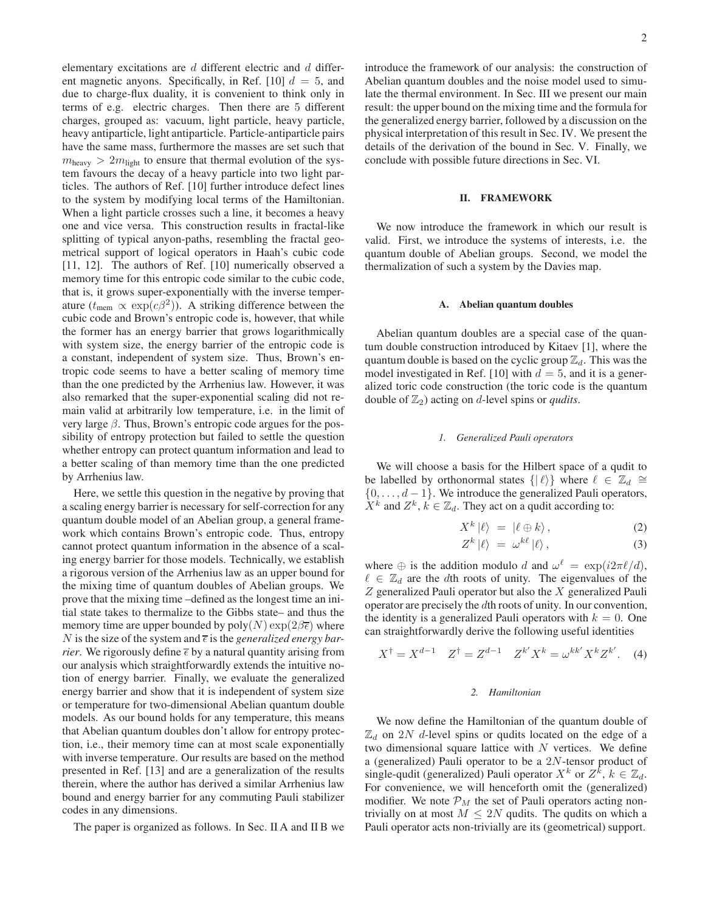elementary excitations are $d$ different electric and $d$ different magnetic anyons. Specifically, in Ref. [10] $d = 5$, and due to charge-flux duality, it is convenient to think only in terms of e.g. electric charges. Then there are 5 different charges, grouped as: vacuum, light particle, heavy particle, heavy antiparticle, light antiparticle. Particle-antiparticle pairs have the same mass, furthermore the masses are set such that $m_{\text{heavy}} > 2m_{\text{light}}$ to ensure that thermal evolution of the system favours the decay of a heavy particle into two light particles. The authors of Ref. [10] further introduce defect lines to the system by modifying local terms of the Hamiltonian. When a light particle crosses such a line, it becomes a heavy one and vice versa. This construction results in fractal-like splitting of typical anyon-paths, resembling the fractal geometrical support of logical operators in Haah's cubic code [11, 12]. The authors of Ref. [10] numerically observed a memory time for this entropic code similar to the cubic code, that is, it grows super-exponentially with the inverse temperature ($t_{\text{mem}} \propto \exp(c\beta^2)$). A striking difference between the cubic code and Brown's entropic code is, however, that while the former has an energy barrier that grows logarithmically with system size, the energy barrier of the entropic code is a constant, independent of system size. Thus, Brown's entropic code seems to have a better scaling of memory time than the one predicted by the Arrhenius law. However, it was also remarked that the super-exponential scaling did not remain valid at arbitrarily low temperature, i.e. in the limit of very large $\beta$. Thus, Brown's entropic code argues for the possibility of entropy protection but failed to settle the question whether entropy can protect quantum information and lead to a better scaling of than memory time than the one predicted by Arrhenius law.

Here, we settle this question in the negative by proving that a scaling energy barrier is necessary for self-correction for any quantum double model of an Abelian group, a general framework which contains Brown's entropic code. Thus, entropy cannot protect quantum information in the absence of a scaling energy barrier for those models. Technically, we establish a rigorous version of the Arrhenius law as an upper bound for the mixing time of quantum doubles of Abelian groups. We prove that the mixing time –defined as the longest time an initial state takes to thermalize to the Gibbs state– and thus the memory time are upper bounded by $\text{poly}(N)\exp(2\beta\bar{\epsilon})$ where $N$ is the size of the system and $\bar{\epsilon}$ is the *generalized energy barrier*. We rigorously define $\bar{\epsilon}$ by a natural quantity arising from our analysis which straightforwardly extends the intuitive notion of energy barrier. Finally, we evaluate the generalized energy barrier and show that it is independent of system size or temperature for two-dimensional Abelian quantum double models. As our bound holds for any temperature, this means that Abelian quantum doubles don't allow for entropy protection, i.e., their memory time can at most scale exponentially with inverse temperature. Our results are based on the method presented in Ref. [13] and are a generalization of the results therein, where the author has derived a similar Arrhenius law bound and energy barrier for any commuting Pauli stabilizer codes in any dimensions.

The paper is organized as follows. In Sec. II A and II B we introduce the framework of our analysis: the construction of Abelian quantum doubles and the noise model used to simulate the thermal environment. In Sec. III we present our main result: the upper bound on the mixing time and the formula for the generalized energy barrier, followed by a discussion on the physical interpretation of this result in Sec. IV. We present the details of the derivation of the bound in Sec. V. Finally, we conclude with possible future directions in Sec. VI.

## II. FRAMEWORK

We now introduce the framework in which our result is valid. First, we introduce the systems of interests, i.e. the quantum double of Abelian groups. Second, we model the thermalization of such a system by the Davies map.

### A. Abelian quantum doubles

Abelian quantum doubles are a special case of the quantum double construction introduced by Kitaev [1], where the quantum double is based on the cyclic group $\mathbb{Z}_d$. This was the model investigated in Ref. [10] with $d = 5$, and it is a generalized toric code construction (the toric code is the quantum double of $\mathbb{Z}_2$) acting on $d$-level spins or *qudits*.

#### 1. Generalized Pauli operators

We will choose a basis for the Hilbert space of a qudit to be labelled by orthonormal states $\{|\ell\rangle\}$ where $\ell \in \mathbb{Z}_d \cong \{0, \ldots, d-1\}$. We introduce the generalized Pauli operators, $X^k$ and $Z^k$, $k \in \mathbb{Z}_d$. They act on a qudit according to:

$$X^k |\ell\rangle = |\ell \oplus k\rangle, \qquad (2)$$

$$Z^k |\ell\rangle = \omega^{k\ell} |\ell\rangle, \qquad (3)$$

where $\oplus$ is the addition modulo $d$ and $\omega^\ell = \exp(i2\pi\ell/d)$, $\ell \in \mathbb{Z}_d$ are the $d$th roots of unity. The eigenvalues of the $Z$ generalized Pauli operator but also the $X$ generalized Pauli operator are precisely the $d$th roots of unity. In our convention, the identity is a generalized Pauli operators with $k = 0$. One can straightforwardly derive the following useful identities

$$X^\dagger = X^{d-1} \quad Z^\dagger = Z^{d-1} \quad Z^{k'} X^k = \omega^{kk'} X^k Z^{k'}. \quad (4)$$

#### 2. Hamiltonian

We now define the Hamiltonian of the quantum double of $\mathbb{Z}_d$ on $2N$ $d$-level spins or qudits located on the edge of a two dimensional square lattice with $N$ vertices. We define a (generalized) Pauli operator to be a $2N$-tensor product of single-qudit (generalized) Pauli operator $X^k$ or $Z^k$, $k \in \mathbb{Z}_d$. For convenience, we will henceforth omit the (generalized) modifier. We note $\mathcal{P}_M$ the set of Pauli operators acting non-trivially on at most $M \leq 2N$ qudits. The qudits on which a Pauli operator acts non-trivially are its (geometrical) support.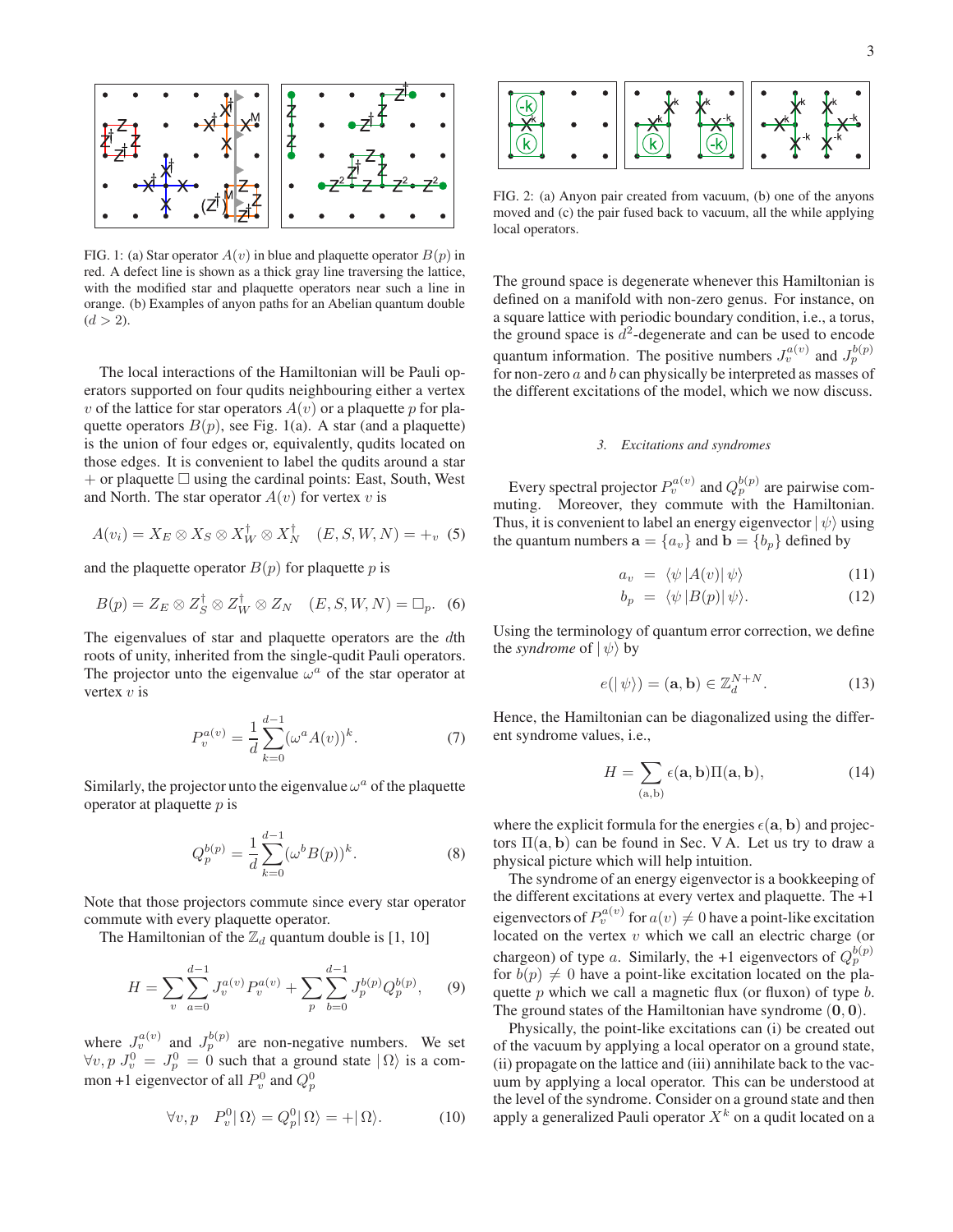FIG. 1: (a) Star operator $A(v)$ in blue and plaquette operator $B(p)$ in red. A defect line is shown as a thick gray line traversing the lattice, with the modified star and plaquette operators near such a line in orange. (b) Examples of anyon paths for an Abelian quantum double ($d > 2$).

The local interactions of the Hamiltonian will be Pauli operators supported on four qudits neighbouring either a vertex $v$ of the lattice for star operators $A(v)$ or a plaquette $p$ for plaquette operators $B(p)$, see Fig. 1(a). A star (and a plaquette) is the union of four edges or, equivalently, qudits located on those edges. It is convenient to label the qudits around a star $+$ or plaquette $\square$ using the cardinal points: East, South, West and North. The star operator $A(v)$ for vertex $v$ is

$$A(v_i) = X_E \otimes X_S \otimes X_W^\dagger \otimes X_N^\dagger \quad (E, S, W, N) = +_v \tag{5}$$

and the plaquette operator $B(p)$ for plaquette $p$ is

$$B(p) = Z_E \otimes Z_S^\dagger \otimes Z_W^\dagger \otimes Z_N \quad (E, S, W, N) = \square_p. \tag{6}$$

The eigenvalues of star and plaquette operators are the $d$th roots of unity, inherited from the single-qudit Pauli operators. The projector unto the eigenvalue $\omega^a$ of the star operator at vertex $v$ is

$$P_v^{a(v)} = \frac{1}{d}\sum_{k=0}^{d-1}(\omega^a A(v))^k. \tag{7}$$

Similarly, the projector unto the eigenvalue $\omega^a$ of the plaquette operator at plaquette $p$ is

$$Q_p^{b(p)} = \frac{1}{d}\sum_{k=0}^{d-1}(\omega^b B(p))^k. \tag{8}$$

Note that those projectors commute since every star operator commute with every plaquette operator.

The Hamiltonian of the $\mathbb{Z}_d$ quantum double is [1, 10]

$$H = \sum_v \sum_{a=0}^{d-1} J_v^{a(v)} P_v^{a(v)} + \sum_p \sum_{b=0}^{d-1} J_p^{b(p)} Q_p^{b(p)}, \tag{9}$$

where $J_v^{a(v)}$ and $J_p^{b(p)}$ are non-negative numbers. We set $\forall v, p \; J_v^0 = J_p^0 = 0$ such that a ground state $|\,\Omega\rangle$ is a common +1 eigenvector of all $P_v^0$ and $Q_p^0$

$$\forall v, p \quad P_v^0|\,\Omega\rangle = Q_p^0|\,\Omega\rangle = +|\,\Omega\rangle. \tag{10}$$

FIG. 2: (a) Anyon pair created from vacuum, (b) one of the anyons moved and (c) the pair fused back to vacuum, all the while applying local operators.

The ground space is degenerate whenever this Hamiltonian is defined on a manifold with non-zero genus. For instance, on a square lattice with periodic boundary condition, i.e., a torus, the ground space is $d^2$-degenerate and can be used to encode quantum information. The positive numbers $J_v^{a(v)}$ and $J_p^{b(p)}$ for non-zero $a$ and $b$ can physically be interpreted as masses of the different excitations of the model, which we now discuss.

### 3. Excitations and syndromes

Every spectral projector $P_v^{a(v)}$ and $Q_p^{b(p)}$ are pairwise commuting. Moreover, they commute with the Hamiltonian. Thus, it is convenient to label an energy eigenvector $|\,\psi\rangle$ using the quantum numbers $\mathbf{a} = \{a_v\}$ and $\mathbf{b} = \{b_p\}$ defined by

$$a_v = \langle\psi\,|A(v)|\,\psi\rangle \tag{11}$$
$$b_p = \langle\psi\,|B(p)|\,\psi\rangle. \tag{12}$$

Using the terminology of quantum error correction, we define the *syndrome* of $|\,\psi\rangle$ by

$$e(|\,\psi\rangle) = (\mathbf{a}, \mathbf{b}) \in \mathbb{Z}_d^{N+N}. \tag{13}$$

Hence, the Hamiltonian can be diagonalized using the different syndrome values, i.e.,

$$H = \sum_{(\mathbf{a},\mathbf{b})} \epsilon(\mathbf{a}, \mathbf{b})\Pi(\mathbf{a}, \mathbf{b}), \tag{14}$$

where the explicit formula for the energies $\epsilon(\mathbf{a}, \mathbf{b})$ and projectors $\Pi(\mathbf{a}, \mathbf{b})$ can be found in Sec. V A. Let us try to draw a physical picture which will help intuition.

The syndrome of an energy eigenvector is a bookkeeping of the different excitations at every vertex and plaquette. The +1 eigenvectors of $P_v^{a(v)}$ for $a(v) \neq 0$ have a point-like excitation located on the vertex $v$ which we call an electric charge (or chargeon) of type $a$. Similarly, the +1 eigenvectors of $Q_p^{b(p)}$ for $b(p) \neq 0$ have a point-like excitation located on the plaquette $p$ which we call a magnetic flux (or fluxon) of type $b$. The ground states of the Hamiltonian have syndrome $(\mathbf{0}, \mathbf{0})$.

Physically, the point-like excitations can (i) be created out of the vacuum by applying a local operator on a ground state, (ii) propagate on the lattice and (iii) annihilate back to the vacuum by applying a local operator. This can be understood at the level of the syndrome. Consider on a ground state and then apply a generalized Pauli operator $X^k$ on a qudit located on a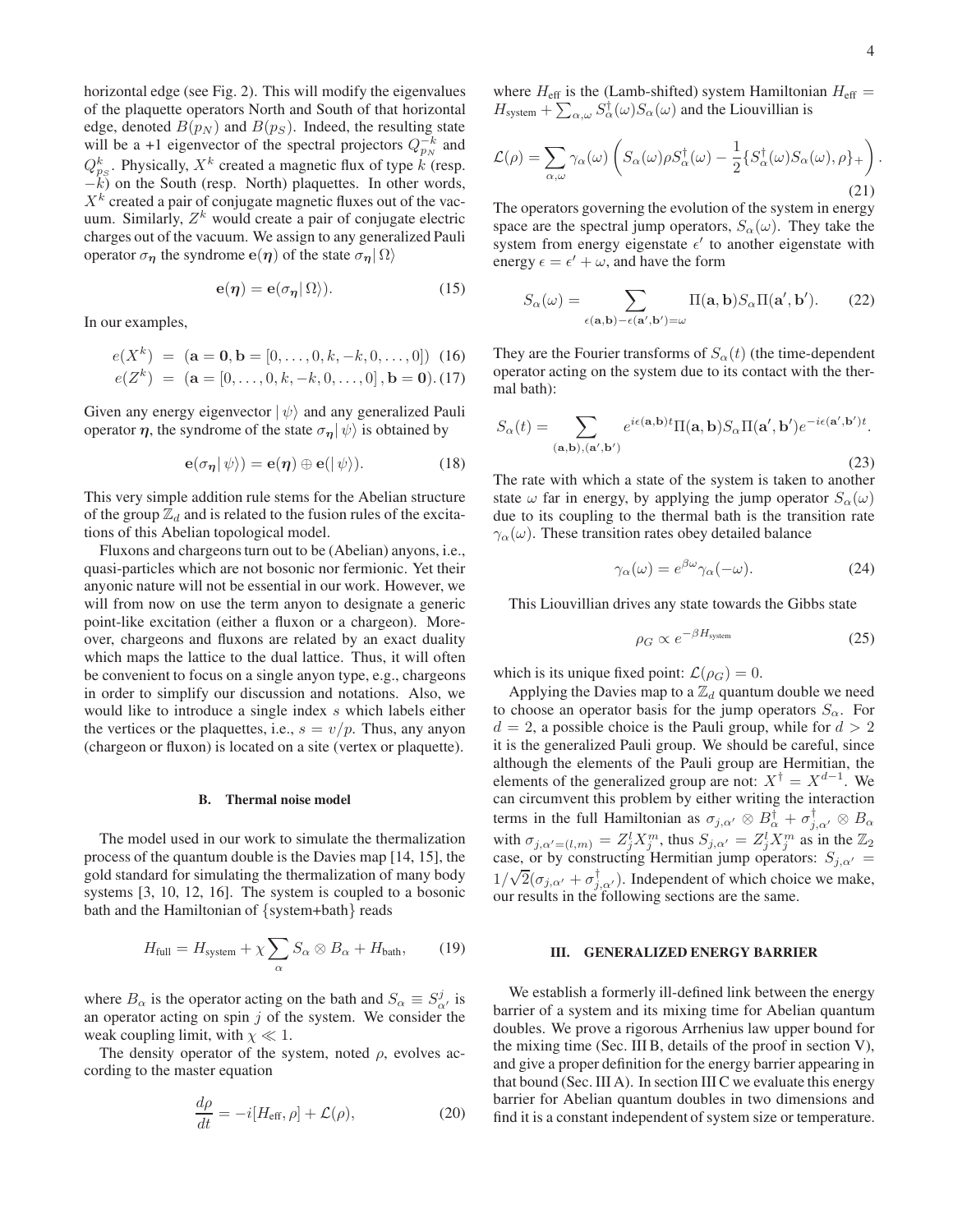horizontal edge (see Fig. 2). This will modify the eigenvalues of the plaquette operators North and South of that horizontal edge, denoted $B(p_N)$ and $B(p_S)$. Indeed, the resulting state will be a +1 eigenvector of the spectral projectors $Q^{-k}_{p_N}$ and $Q^{k}_{p_S}$. Physically, $X^k$ created a magnetic flux of type $k$ (resp. $-k$) on the South (resp. North) plaquettes. In other words, $X^k$ created a pair of conjugate magnetic fluxes out of the vacuum. Similarly, $Z^k$ would create a pair of conjugate electric charges out of the vacuum. We assign to any generalized Pauli operator $\sigma_{\boldsymbol{\eta}}$ the syndrome $\mathbf{e}(\boldsymbol{\eta})$ of the state $\sigma_{\boldsymbol{\eta}}|\,\Omega\rangle$

$$\mathbf{e}(\boldsymbol{\eta}) = \mathbf{e}(\sigma_{\boldsymbol{\eta}}|\,\Omega\rangle). \tag{15}$$

In our examples,

$$e(X^k) \;=\; (\mathbf{a} = \mathbf{0}, \mathbf{b} = [0,\ldots,0,k,-k,0,\ldots,0]) \tag{16}$$

$$e(Z^k) \;=\; (\mathbf{a} = [0,\ldots,0,k,-k,0,\ldots,0]\,, \mathbf{b} = \mathbf{0}). \tag{17}$$

Given any energy eigenvector $|\,\psi\rangle$ and any generalized Pauli operator $\boldsymbol{\eta}$, the syndrome of the state $\sigma_{\boldsymbol{\eta}}|\,\psi\rangle$ is obtained by

$$\mathbf{e}(\sigma_{\boldsymbol{\eta}}|\,\psi\rangle) = \mathbf{e}(\boldsymbol{\eta}) \oplus \mathbf{e}(|\,\psi\rangle). \tag{18}$$

This very simple addition rule stems for the Abelian structure of the group $\mathbb{Z}_d$ and is related to the fusion rules of the excitations of this Abelian topological model.

Fluxons and chargeons turn out to be (Abelian) anyons, i.e., quasi-particles which are not bosonic nor fermionic. Yet their anyonic nature will not be essential in our work. However, we will from now on use the term anyon to designate a generic point-like excitation (either a fluxon or a chargeon). Moreover, chargeons and fluxons are related by an exact duality which maps the lattice to the dual lattice. Thus, it will often be convenient to focus on a single anyon type, e.g., chargeons in order to simplify our discussion and notations. Also, we would like to introduce a single index $s$ which labels either the vertices or the plaquettes, i.e., $s = v/p$. Thus, any anyon (chargeon or fluxon) is located on a site (vertex or plaquette).

### B. Thermal noise model

The model used in our work to simulate the thermalization process of the quantum double is the Davies map [14, 15], the gold standard for simulating the thermalization of many body systems [3, 10, 12, 16]. The system is coupled to a bosonic bath and the Hamiltonian of {system+bath} reads

$$H_{\text{full}} = H_{\text{system}} + \chi \sum_{\alpha} S_\alpha \otimes B_\alpha + H_{\text{bath}}, \tag{19}$$

where $B_\alpha$ is the operator acting on the bath and $S_\alpha \equiv S^j_{\alpha'}$ is an operator acting on spin $j$ of the system. We consider the weak coupling limit, with $\chi \ll 1$.

The density operator of the system, noted $\rho$, evolves according to the master equation

$$\frac{d\rho}{dt} = -i[H_{\text{eff}}, \rho] + \mathcal{L}(\rho), \tag{20}$$

where $H_{\text{eff}}$ is the (Lamb-shifted) system Hamiltonian $H_{\text{eff}} = H_{\text{system}} + \sum_{\alpha,\omega} S^\dagger_\alpha(\omega) S_\alpha(\omega)$ and the Liouvillian is

$$\mathcal{L}(\rho) = \sum_{\alpha,\omega} \gamma_\alpha(\omega) \left( S_\alpha(\omega)\rho S^\dagger_\alpha(\omega) - \frac{1}{2}\{S^\dagger_\alpha(\omega)S_\alpha(\omega), \rho\}_+ \right). \tag{21}$$

The operators governing the evolution of the system in energy space are the spectral jump operators, $S_\alpha(\omega)$. They take the system from energy eigenstate $\epsilon'$ to another eigenstate with energy $\epsilon = \epsilon' + \omega$, and have the form

$$S_\alpha(\omega) = \sum_{\epsilon(\mathbf{a},\mathbf{b}) - \epsilon(\mathbf{a}',\mathbf{b}') = \omega} \Pi(\mathbf{a},\mathbf{b}) S_\alpha \Pi(\mathbf{a}',\mathbf{b}'). \tag{22}$$

They are the Fourier transforms of $S_\alpha(t)$ (the time-dependent operator acting on the system due to its contact with the thermal bath):

$$S_\alpha(t) = \sum_{(\mathbf{a},\mathbf{b}),(\mathbf{a}',\mathbf{b}')} e^{i\epsilon(\mathbf{a},\mathbf{b})t} \Pi(\mathbf{a},\mathbf{b}) S_\alpha \Pi(\mathbf{a}',\mathbf{b}') e^{-i\epsilon(\mathbf{a}',\mathbf{b}')t}. \tag{23}$$

The rate with which a state of the system is taken to another state $\omega$ far in energy, by applying the jump operator $S_\alpha(\omega)$ due to its coupling to the thermal bath is the transition rate $\gamma_\alpha(\omega)$. These transition rates obey detailed balance

$$\gamma_\alpha(\omega) = e^{\beta\omega}\gamma_\alpha(-\omega). \tag{24}$$

This Liouvillian drives any state towards the Gibbs state

$$\rho_G \propto e^{-\beta H_{\text{system}}} \tag{25}$$

which is its unique fixed point: $\mathcal{L}(\rho_G) = 0$.

Applying the Davies map to a $\mathbb{Z}_d$ quantum double we need to choose an operator basis for the jump operators $S_\alpha$. For $d = 2$, a possible choice is the Pauli group, while for $d > 2$ it is the generalized Pauli group. We should be careful, since although the elements of the Pauli group are Hermitian, the elements of the generalized group are not: $X^\dagger = X^{d-1}$. We can circumvent this problem by either writing the interaction terms in the full Hamiltonian as $\sigma_{j,\alpha'} \otimes B^\dagger_\alpha + \sigma^\dagger_{j,\alpha'} \otimes B_\alpha$ with $\sigma_{j,\alpha'=(l,m)} = Z^l_j X^m_j$, thus $S_{j,\alpha'} = Z^l_j X^m_j$ as in the $\mathbb{Z}_2$ case, or by constructing Hermitian jump operators: $S_{j,\alpha'} = 1/\sqrt{2}(\sigma_{j,\alpha'} + \sigma^\dagger_{j,\alpha'})$. Independent of which choice we make, our results in the following sections are the same.

## III. GENERALIZED ENERGY BARRIER

We establish a formerly ill-defined link between the energy barrier of a system and its mixing time for Abelian quantum doubles. We prove a rigorous Arrhenius law upper bound for the mixing time (Sec. III B, details of the proof in section V), and give a proper definition for the energy barrier appearing in that bound (Sec. III A). In section III C we evaluate this energy barrier for Abelian quantum doubles in two dimensions and find it is a constant independent of system size or temperature.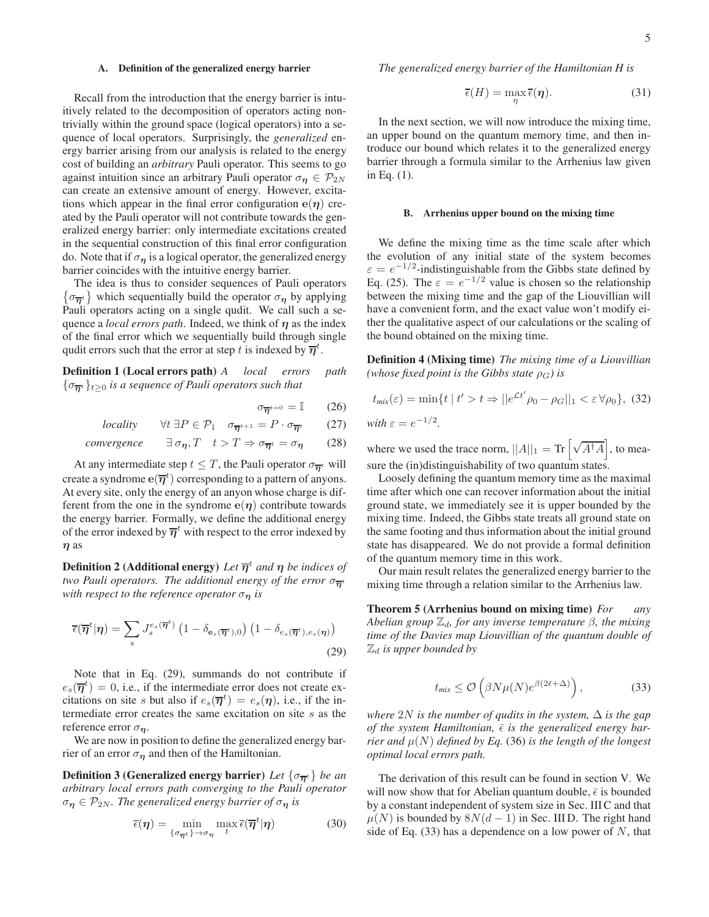### A. Definition of the generalized energy barrier

Recall from the introduction that the energy barrier is intuitively related to the decomposition of operators acting nontrivially within the ground space (logical operators) into a sequence of local operators. Surprisingly, the *generalized* energy barrier arising from our analysis is related to the energy cost of building an *arbitrary* Pauli operator. This seems to go against intuition since an arbitrary Pauli operator $\sigma_{\boldsymbol{\eta}} \in \mathcal{P}_{2N}$ can create an extensive amount of energy. However, excitations which appear in the final error configuration $\mathbf{e}(\boldsymbol{\eta})$ created by the Pauli operator will not contribute towards the generalized energy barrier: only intermediate excitations created in the sequential construction of this final error configuration do. Note that if $\sigma_{\boldsymbol{\eta}}$ is a logical operator, the generalized energy barrier coincides with the intuitive energy barrier.

The idea is thus to consider sequences of Pauli operators $\left\{\sigma_{\overline{\boldsymbol{\eta}}^t}\right\}$ which sequentially build the operator $\sigma_{\boldsymbol{\eta}}$ by applying Pauli operators acting on a single qudit. We call such a sequence a *local errors path*. Indeed, we think of $\boldsymbol{\eta}$ as the index of the final error which we sequentially build through single qudit errors such that the error at step $t$ is indexed by $\overline{\boldsymbol{\eta}}^t$.

**Definition 1 (Local errors path)** *A local errors path $\{\sigma_{\overline{\boldsymbol{\eta}}^t}\}_{t\geq 0}$ is a sequence of Pauli operators such that*

$$\sigma_{\overline{\boldsymbol{\eta}}^{t=0}} = \mathbb{I} \tag{26}$$

$$\textit{locality} \qquad \forall t\ \exists P \in \mathcal{P}_1 \quad \sigma_{\overline{\boldsymbol{\eta}}^{t+1}} = P \cdot \sigma_{\overline{\boldsymbol{\eta}}^t} \tag{27}$$

$$\textit{convergence} \qquad \exists\, \sigma_{\boldsymbol{\eta}}, T \quad t > T \Rightarrow \sigma_{\overline{\boldsymbol{\eta}}^t} = \sigma_{\boldsymbol{\eta}} \tag{28}$$

At any intermediate step $t \leq T$, the Pauli operator $\sigma_{\overline{\boldsymbol{\eta}}^t}$ will create a syndrome $\mathbf{e}(\overline{\boldsymbol{\eta}}^t)$ corresponding to a pattern of anyons. At every site, only the energy of an anyon whose charge is different from the one in the syndrome $\mathbf{e}(\boldsymbol{\eta})$ contribute towards the energy barrier. Formally, we define the additional energy of the error indexed by $\overline{\boldsymbol{\eta}}^t$ with respect to the error indexed by $\boldsymbol{\eta}$ as

**Definition 2 (Additional energy)** *Let $\overline{\boldsymbol{\eta}}^t$ and $\boldsymbol{\eta}$ be indices of two Pauli operators. The additional energy of the error $\sigma_{\overline{\boldsymbol{\eta}}^t}$ with respect to the reference operator $\sigma_{\boldsymbol{\eta}}$ is*

$$\overline{\epsilon}(\overline{\boldsymbol{\eta}}^t|\boldsymbol{\eta}) = \sum_s J_s^{e_s(\overline{\boldsymbol{\eta}}^t)} \left(1 - \delta_{\mathbf{e}_s(\overline{\boldsymbol{\eta}}^t),0}\right)\left(1 - \delta_{e_s(\overline{\boldsymbol{\eta}}^t),e_s(\boldsymbol{\eta})}\right) \tag{29}$$

Note that in Eq. (29), summands do not contribute if $e_s(\overline{\boldsymbol{\eta}}^t) = 0$, i.e., if the intermediate error does not create excitations on site $s$ but also if $e_s(\overline{\boldsymbol{\eta}}^t) = e_s(\boldsymbol{\eta})$, i.e., if the intermediate error creates the same excitation on site $s$ as the reference error $\sigma_{\boldsymbol{\eta}}$.

We are now in position to define the generalized energy barrier of an error $\sigma_{\boldsymbol{\eta}}$ and then of the Hamiltonian.

**Definition 3 (Generalized energy barrier)** *Let $\{\sigma_{\overline{\boldsymbol{\eta}}^t}\}$ be an arbitrary local errors path converging to the Pauli operator $\sigma_{\boldsymbol{\eta}} \in \mathcal{P}_{2N}$. The generalized energy barrier of $\sigma_{\boldsymbol{\eta}}$ is*

$$\overline{\epsilon}(\boldsymbol{\eta}) = \min_{\{\sigma_{\overline{\boldsymbol{\eta}}^t}\}\to\sigma_{\boldsymbol{\eta}}} \max_t \overline{\epsilon}(\overline{\boldsymbol{\eta}}^t|\boldsymbol{\eta}) \tag{30}$$

*The generalized energy barrier of the Hamiltonian $H$ is*

$$\overline{\epsilon}(H) = \max_{\eta} \overline{\epsilon}(\boldsymbol{\eta}). \tag{31}$$

In the next section, we will now introduce the mixing time, an upper bound on the quantum memory time, and then introduce our bound which relates it to the generalized energy barrier through a formula similar to the Arrhenius law given in Eq. (1).

### B. Arrhenius upper bound on the mixing time

We define the mixing time as the time scale after which the evolution of any initial state of the system becomes $\varepsilon = e^{-1/2}$-indistinguishable from the Gibbs state defined by Eq. (25). The $\varepsilon = e^{-1/2}$ value is chosen so the relationship between the mixing time and the gap of the Liouvillian will have a convenient form, and the exact value won't modify either the qualitative aspect of our calculations or the scaling of the bound obtained on the mixing time.

**Definition 4 (Mixing time)** *The mixing time of a Liouvillian (whose fixed point is the Gibbs state $\rho_G$) is*

$$t_{mix}(\varepsilon) = \min\{t \mid t' > t \Rightarrow ||e^{\mathcal{L}t'}\rho_0 - \rho_G||_1 < \varepsilon\, \forall \rho_0\}, \tag{32}$$

*with $\varepsilon = e^{-1/2}$.*

where we used the trace norm, $||A||_1 = \mathrm{Tr}\left[\sqrt{A^\dagger A}\right]$, to measure the (in)distinguishability of two quantum states.

Loosely defining the quantum memory time as the maximal time after which one can recover information about the initial ground state, we immediately see it is upper bounded by the mixing time. Indeed, the Gibbs state treats all ground state on the same footing and thus information about the initial ground state has disappeared. We do not provide a formal definition of the quantum memory time in this work.

Our main result relates the generalized energy barrier to the mixing time through a relation similar to the Arrhenius law.

**Theorem 5 (Arrhenius bound on mixing time)** *For any Abelian group $\mathbb{Z}_d$, for any inverse temperature $\beta$, the mixing time of the Davies map Liouvillian of the quantum double of $\mathbb{Z}_d$ is upper bounded by*

$$t_{mix} \leq \mathcal{O}\left(\beta N \mu(N) e^{\beta(2\bar{\epsilon}+\Delta)}\right), \tag{33}$$

*where $2N$ is the number of qudits in the system, $\Delta$ is the gap of the system Hamiltonian, $\bar{\epsilon}$ is the generalized energy barrier and $\mu(N)$ defined by Eq. (36) is the length of the longest optimal local errors path.*

The derivation of this result can be found in section V. We will now show that for Abelian quantum double, $\bar{\epsilon}$ is bounded by a constant independent of system size in Sec. III C and that $\mu(N)$ is bounded by $8N(d-1)$ in Sec. III D. The right hand side of Eq. (33) has a dependence on a low power of $N$, that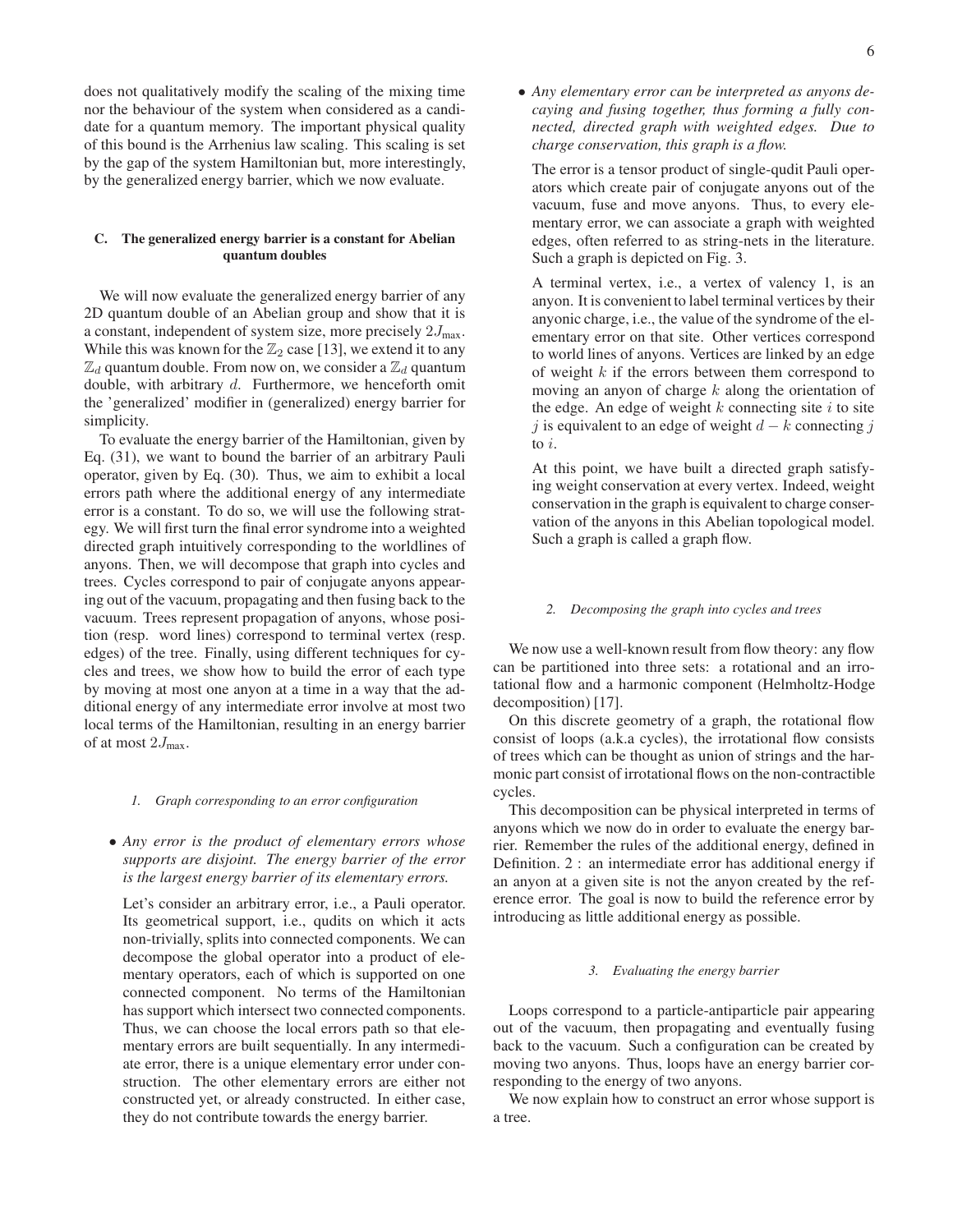does not qualitatively modify the scaling of the mixing time nor the behaviour of the system when considered as a candidate for a quantum memory. The important physical quality of this bound is the Arrhenius law scaling. This scaling is set by the gap of the system Hamiltonian but, more interestingly, by the generalized energy barrier, which we now evaluate.

### C. The generalized energy barrier is a constant for Abelian quantum doubles

We will now evaluate the generalized energy barrier of any 2D quantum double of an Abelian group and show that it is a constant, independent of system size, more precisely $2J_{\max}$. While this was known for the $\mathbb{Z}_2$ case [13], we extend it to any $\mathbb{Z}_d$ quantum double. From now on, we consider a $\mathbb{Z}_d$ quantum double, with arbitrary $d$. Furthermore, we henceforth omit the 'generalized' modifier in (generalized) energy barrier for simplicity.

To evaluate the energy barrier of the Hamiltonian, given by Eq. (31), we want to bound the barrier of an arbitrary Pauli operator, given by Eq. (30). Thus, we aim to exhibit a local errors path where the additional energy of any intermediate error is a constant. To do so, we will use the following strategy. We will first turn the final error syndrome into a weighted directed graph intuitively corresponding to the worldlines of anyons. Then, we will decompose that graph into cycles and trees. Cycles correspond to pair of conjugate anyons appearing out of the vacuum, propagating and then fusing back to the vacuum. Trees represent propagation of anyons, whose position (resp. word lines) correspond to terminal vertex (resp. edges) of the tree. Finally, using different techniques for cycles and trees, we show how to build the error of each type by moving at most one anyon at a time in a way that the additional energy of any intermediate error involve at most two local terms of the Hamiltonian, resulting in an energy barrier of at most $2J_{\max}$.

#### 1. Graph corresponding to an error configuration

- *Any error is the product of elementary errors whose supports are disjoint. The energy barrier of the error is the largest energy barrier of its elementary errors.*

  Let's consider an arbitrary error, i.e., a Pauli operator. Its geometrical support, i.e., qudits on which it acts non-trivially, splits into connected components. We can decompose the global operator into a product of elementary operators, each of which is supported on one connected component. No terms of the Hamiltonian has support which intersect two connected components. Thus, we can choose the local errors path so that elementary errors are built sequentially. In any intermediate error, there is a unique elementary error under construction. The other elementary errors are either not constructed yet, or already constructed. In either case, they do not contribute towards the energy barrier.

- *Any elementary error can be interpreted as anyons decaying and fusing together, thus forming a fully connected, directed graph with weighted edges. Due to charge conservation, this graph is a flow.*

  The error is a tensor product of single-qudit Pauli operators which create pair of conjugate anyons out of the vacuum, fuse and move anyons. Thus, to every elementary error, we can associate a graph with weighted edges, often referred to as string-nets in the literature. Such a graph is depicted on Fig. 3.

  A terminal vertex, i.e., a vertex of valency 1, is an anyon. It is convenient to label terminal vertices by their anyonic charge, i.e., the value of the syndrome of the elementary error on that site. Other vertices correspond to world lines of anyons. Vertices are linked by an edge of weight $k$ if the errors between them correspond to moving an anyon of charge $k$ along the orientation of the edge. An edge of weight $k$ connecting site $i$ to site $j$ is equivalent to an edge of weight $d-k$ connecting $j$ to $i$.

  At this point, we have built a directed graph satisfying weight conservation at every vertex. Indeed, weight conservation in the graph is equivalent to charge conservation of the anyons in this Abelian topological model. Such a graph is called a graph flow.

#### 2. Decomposing the graph into cycles and trees

We now use a well-known result from flow theory: any flow can be partitioned into three sets: a rotational and an irrotational flow and a harmonic component (Helmholtz-Hodge decomposition) [17].

On this discrete geometry of a graph, the rotational flow consist of loops (a.k.a cycles), the irrotational flow consists of trees which can be thought as union of strings and the harmonic part consist of irrotational flows on the non-contractible cycles.

This decomposition can be physical interpreted in terms of anyons which we now do in order to evaluate the energy barrier. Remember the rules of the additional energy, defined in Definition. 2 : an intermediate error has additional energy if an anyon at a given site is not the anyon created by the reference error. The goal is now to build the reference error by introducing as little additional energy as possible.

#### 3. Evaluating the energy barrier

Loops correspond to a particle-antiparticle pair appearing out of the vacuum, then propagating and eventually fusing back to the vacuum. Such a configuration can be created by moving two anyons. Thus, loops have an energy barrier corresponding to the energy of two anyons.

We now explain how to construct an error whose support is a tree.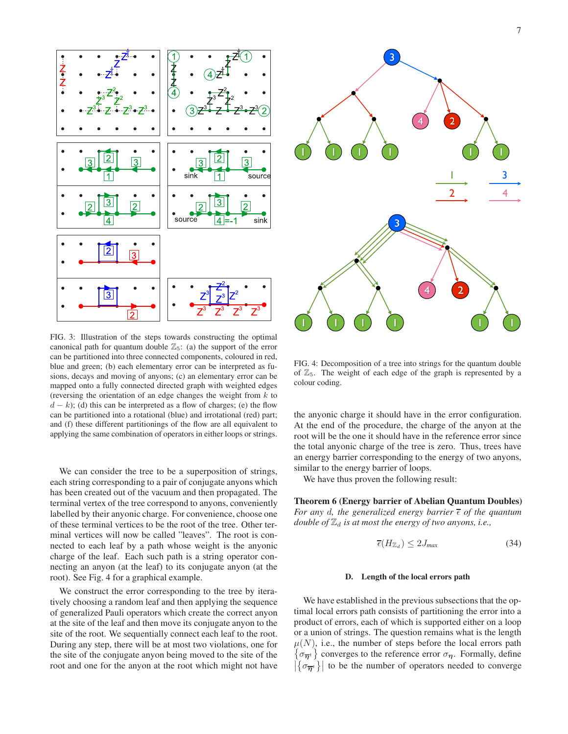FIG. 3: Illustration of the steps towards constructing the optimal canonical path for quantum double $\mathbb{Z}_5$: (a) the support of the error can be partitioned into three connected components, coloured in red, blue and green; (b) each elementary error can be interpreted as fusions, decays and moving of anyons; (c) an elementary error can be mapped onto a fully connected directed graph with weighted edges (reversing the orientation of an edge changes the weight from $k$ to $d-k$); (d) this can be interpreted as a flow of charges; (e) the flow can be partitioned into a rotational (blue) and irrotational (red) part; and (f) these different partitionings of the flow are all equivalent to applying the same combination of operators in either loops or strings.

FIG. 4: Decomposition of a tree into strings for the quantum double of $\mathbb{Z}_5$. The weight of each edge of the graph is represented by a colour coding.

We can consider the tree to be a superposition of strings, each string corresponding to a pair of conjugate anyons which has been created out of the vacuum and then propagated. The terminal vertex of the tree correspond to anyons, conveniently labelled by their anyonic charge. For convenience, choose one of these terminal vertices to be the root of the tree. Other terminal vertices will now be called "leaves". The root is connected to each leaf by a path whose weight is the anyonic charge of the leaf. Each such path is a string operator connecting an anyon (at the leaf) to its conjugate anyon (at the root). See Fig. 4 for a graphical example.

We construct the error corresponding to the tree by iteratively choosing a random leaf and then applying the sequence of generalized Pauli operators which create the correct anyon at the site of the leaf and then move its conjugate anyon to the site of the root. We sequentially connect each leaf to the root. During any step, there will be at most two violations, one for the site of the conjugate anyon being moved to the site of the root and one for the anyon at the root which might not have the anyonic charge it should have in the error configuration. At the end of the procedure, the charge of the anyon at the root will be the one it should have in the reference error since the total anyonic charge of the tree is zero. Thus, trees have an energy barrier corresponding to the energy of two anyons, similar to the energy barrier of loops.

We have thus proven the following result:

**Theorem 6 (Energy barrier of Abelian Quantum Doubles)** *For any $d$, the generalized energy barrier $\overline{\epsilon}$ of the quantum double of $\mathbb{Z}_d$ is at most the energy of two anyons, i.e.,*

$$\overline{\epsilon}(H_{\mathbb{Z}_d}) \leq 2J_{max} \tag{34}$$

### D. Length of the local errors path

We have established in the previous subsections that the optimal local errors path consists of partitioning the error into a product of errors, each of which is supported either on a loop or a union of strings. The question remains what is the length $\mu(N)$, i.e., the number of steps before the local errors path $\{\sigma_{\overline{\eta}^t}\}$ converges to the reference error $\sigma_{\eta}$. Formally, define $\left|\{\sigma_{\overline{\eta}^t}\}\right|$ to be the number of operators needed to converge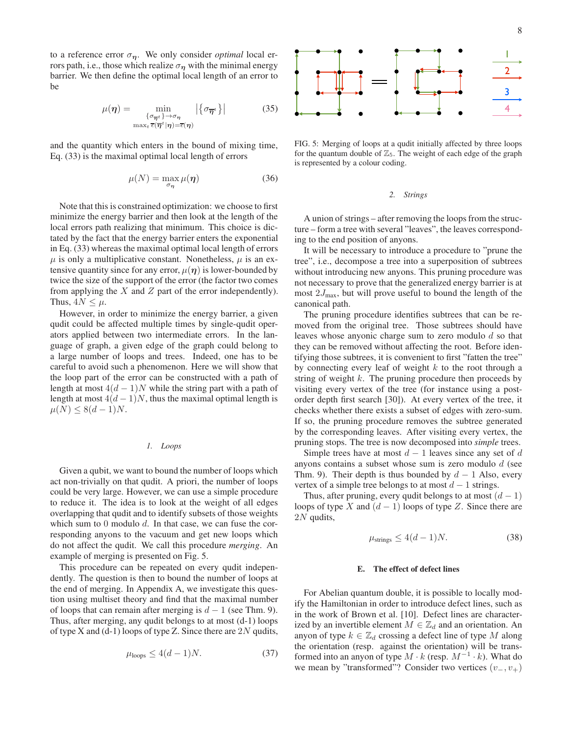to a reference error $\sigma_{\boldsymbol{\eta}}$. We only consider *optimal* local errors path, i.e., those which realize $\sigma_{\boldsymbol{\eta}}$ with the minimal energy barrier. We then define the optimal local length of an error to be

$$\mu(\boldsymbol{\eta}) = \min_{\substack{\{\sigma_{\overline{\boldsymbol{\eta}}^t}\}\to\sigma_{\boldsymbol{\eta}} \\ \max_t \overline{\epsilon}(\overline{\boldsymbol{\eta}}^t|\boldsymbol{\eta})=\overline{\epsilon}(\boldsymbol{\eta})}} \left|\{\sigma_{\overline{\boldsymbol{\eta}}^t}\}\right| \tag{35}$$

and the quantity which enters in the bound of mixing time, Eq. (33) is the maximal optimal local length of errors

$$\mu(N) = \max_{\sigma_{\boldsymbol{\eta}}} \mu(\boldsymbol{\eta}) \tag{36}$$

Note that this is constrained optimization: we choose to first minimize the energy barrier and then look at the length of the local errors path realizing that minimum. This choice is dictated by the fact that the energy barrier enters the exponential in Eq. (33) whereas the maximal optimal local length of errors $\mu$ is only a multiplicative constant. Nonetheless, $\mu$ is an extensive quantity since for any error, $\mu(\boldsymbol{\eta})$ is lower-bounded by twice the size of the support of the error (the factor two comes from applying the $X$ and $Z$ part of the error independently). Thus, $4N \leq \mu$.

However, in order to minimize the energy barrier, a given qudit could be affected multiple times by single-qudit operators applied between two intermediate errors. In the language of graph, a given edge of the graph could belong to a large number of loops and trees. Indeed, one has to be careful to avoid such a phenomenon. Here we will show that the loop part of the error can be constructed with a path of length at most $4(d-1)N$ while the string part with a path of length at most $4(d-1)N$, thus the maximal optimal length is $\mu(N) \leq 8(d-1)N$.

### 1. Loops

Given a qubit, we want to bound the number of loops which act non-trivially on that qudit. A priori, the number of loops could be very large. However, we can use a simple procedure to reduce it. The idea is to look at the weight of all edges overlapping that qudit and to identify subsets of those weights which sum to 0 modulo $d$. In that case, we can fuse the corresponding anyons to the vacuum and get new loops which do not affect the qudit. We call this procedure *merging*. An example of merging is presented on Fig. 5.

This procedure can be repeated on every qudit independently. The question is then to bound the number of loops at the end of merging. In Appendix A, we investigate this question using multiset theory and find that the maximal number of loops that can remain after merging is $d-1$ (see Thm. 9). Thus, after merging, any qudit belongs to at most (d-1) loops of type X and (d-1) loops of type Z. Since there are $2N$ qudits,

$$\mu_{\text{loops}} \leq 4(d-1)N. \tag{37}$$

FIG. 5: Merging of loops at a qudit initially affected by three loops for the quantum double of $\mathbb{Z}_5$. The weight of each edge of the graph is represented by a colour coding.

### 2. Strings

A union of strings – after removing the loops from the structure – form a tree with several "leaves", the leaves corresponding to the end position of anyons.

It will be necessary to introduce a procedure to "prune the tree", i.e., decompose a tree into a superposition of subtrees without introducing new anyons. This pruning procedure was not necessary to prove that the generalized energy barrier is at most $2J_{\max}$, but will prove useful to bound the length of the canonical path.

The pruning procedure identifies subtrees that can be removed from the original tree. Those subtrees should have leaves whose anyonic charge sum to zero modulo $d$ so that they can be removed without affecting the root. Before identifying those subtrees, it is convenient to first "fatten the tree" by connecting every leaf of weight $k$ to the root through a string of weight $k$. The pruning procedure then proceeds by visiting every vertex of the tree (for instance using a post-order depth first search [30]). At every vertex of the tree, it checks whether there exists a subset of edges with zero-sum. If so, the pruning procedure removes the subtree generated by the corresponding leaves. After visiting every vertex, the pruning stops. The tree is now decomposed into *simple* trees.

Simple trees have at most $d-1$ leaves since any set of $d$ anyons contains a subset whose sum is zero modulo $d$ (see Thm. 9). Their depth is thus bounded by $d-1$ Also, every vertex of a simple tree belongs to at most $d-1$ strings.

Thus, after pruning, every qudit belongs to at most $(d-1)$ loops of type $X$ and $(d-1)$ loops of type $Z$. Since there are $2N$ qudits,

$$\mu_{\text{strings}} \leq 4(d-1)N. \tag{38}$$

## E. The effect of defect lines

For Abelian quantum double, it is possible to locally modify the Hamiltonian in order to introduce defect lines, such as in the work of Brown et al. [10]. Defect lines are characterized by an invertible element $M \in \mathbb{Z}_d$ and an orientation. An anyon of type $k \in \mathbb{Z}_d$ crossing a defect line of type $M$ along the orientation (resp. against the orientation) will be transformed into an anyon of type $M \cdot k$ (resp. $M^{-1} \cdot k$). What do we mean by "transformed"? Consider two vertices $(v_-, v_+)$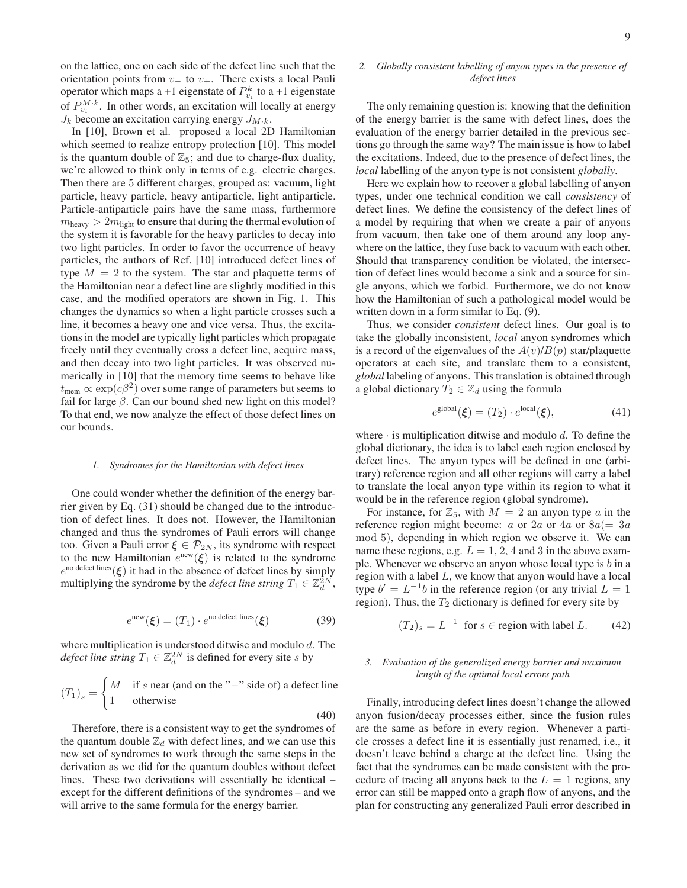on the lattice, one on each side of the defect line such that the orientation points from $v_-$ to $v_+$. There exists a local Pauli operator which maps a +1 eigenstate of $P^k_{v_i}$ to a +1 eigenstate of $P^{M\cdot k}_{v_i}$. In other words, an excitation will locally at energy $J_k$ become an excitation carrying energy $J_{M\cdot k}$.

In [10], Brown et al. proposed a local 2D Hamiltonian which seemed to realize entropy protection [10]. This model is the quantum double of $\mathbb{Z}_5$; and due to charge-flux duality, we're allowed to think only in terms of e.g. electric charges. Then there are 5 different charges, grouped as: vacuum, light particle, heavy particle, heavy antiparticle, light antiparticle. Particle-antiparticle pairs have the same mass, furthermore $m_{\text{heavy}} > 2m_{\text{light}}$ to ensure that during the thermal evolution of the system it is favorable for the heavy particles to decay into two light particles. In order to favor the occurrence of heavy particles, the authors of Ref. [10] introduced defect lines of type $M = 2$ to the system. The star and plaquette terms of the Hamiltonian near a defect line are slightly modified in this case, and the modified operators are shown in Fig. 1. This changes the dynamics so when a light particle crosses such a line, it becomes a heavy one and vice versa. Thus, the excitations in the model are typically light particles which propagate freely until they eventually cross a defect line, acquire mass, and then decay into two light particles. It was observed numerically in [10] that the memory time seems to behave like $t_{\text{mem}} \propto \exp(c\beta^2)$ over some range of parameters but seems to fail for large $\beta$. Can our bound shed new light on this model? To that end, we now analyze the effect of those defect lines on our bounds.

#### *1. Syndromes for the Hamiltonian with defect lines*

One could wonder whether the definition of the energy barrier given by Eq. (31) should be changed due to the introduction of defect lines. It does not. However, the Hamiltonian changed and thus the syndromes of Pauli errors will change too. Given a Pauli error $\boldsymbol{\xi} \in \mathcal{P}_{2N}$, its syndrome with respect to the new Hamiltonian $e^{\text{new}}(\boldsymbol{\xi})$ is related to the syndrome $e^{\text{no defect lines}}(\boldsymbol{\xi})$ it had in the absence of defect lines by simply multiplying the syndrome by the *defect line string* $T_1 \in \mathbb{Z}_d^{2N}$,

$$e^{\text{new}}(\boldsymbol{\xi}) = (T_1) \cdot e^{\text{no defect lines}}(\boldsymbol{\xi}) \tag{39}$$

where multiplication is understood ditwise and modulo $d$. The *defect line string* $T_1 \in \mathbb{Z}_d^{2N}$ is defined for every site $s$ by

$$(T_1)_s = \begin{cases} M & \text{if } s \text{ near (and on the "}-\text{" side of) a defect line} \\ 1 & \text{otherwise} \end{cases} \tag{40}$$

Therefore, there is a consistent way to get the syndromes of the quantum double $\mathbb{Z}_d$ with defect lines, and we can use this new set of syndromes to work through the same steps in the derivation as we did for the quantum doubles without defect lines. These two derivations will essentially be identical – except for the different definitions of the syndromes – and we will arrive to the same formula for the energy barrier.

#### *2. Globally consistent labelling of anyon types in the presence of defect lines*

The only remaining question is: knowing that the definition of the energy barrier is the same with defect lines, does the evaluation of the energy barrier detailed in the previous sections go through the same way? The main issue is how to label the excitations. Indeed, due to the presence of defect lines, the *local* labelling of the anyon type is not consistent *globally*.

Here we explain how to recover a global labelling of anyon types, under one technical condition we call *consistency* of defect lines. We define the consistency of the defect lines of a model by requiring that when we create a pair of anyons from vacuum, then take one of them around any loop anywhere on the lattice, they fuse back to vacuum with each other. Should that transparency condition be violated, the intersection of defect lines would become a sink and a source for single anyons, which we forbid. Furthermore, we do not know how the Hamiltonian of such a pathological model would be written down in a form similar to Eq. (9).

Thus, we consider *consistent* defect lines. Our goal is to take the globally inconsistent, *local* anyon syndromes which is a record of the eigenvalues of the $A(v)$/$B(p)$ star/plaquette operators at each site, and translate them to a consistent, *global* labeling of anyons. This translation is obtained through a global dictionary $T_2 \in \mathbb{Z}_d$ using the formula

$$e^{\text{global}}(\boldsymbol{\xi}) = (T_2) \cdot e^{\text{local}}(\boldsymbol{\xi}), \tag{41}$$

where $\cdot$ is multiplication ditwise and modulo $d$. To define the global dictionary, the idea is to label each region enclosed by defect lines. The anyon types will be defined in one (arbitrary) reference region and all other regions will carry a label to translate the local anyon type within its region to what it would be in the reference region (global syndrome).

For instance, for $\mathbb{Z}_5$, with $M = 2$ an anyon type $a$ in the reference region might become: $a$ or $2a$ or $4a$ or $8a(= 3a \mod 5)$, depending in which region we observe it. We can name these regions, e.g. $L = 1, 2, 4$ and 3 in the above example. Whenever we observe an anyon whose local type is $b$ in a region with a label $L$, we know that anyon would have a local type $b' = L^{-1}b$ in the reference region (or any trivial $L = 1$ region). Thus, the $T_2$ dictionary is defined for every site by

$$(T_2)_s = L^{-1} \ \text{ for } s \in \text{region with label } L. \tag{42}$$

#### *3. Evaluation of the generalized energy barrier and maximum length of the optimal local errors path*

Finally, introducing defect lines doesn't change the allowed anyon fusion/decay processes either, since the fusion rules are the same as before in every region. Whenever a particle crosses a defect line it is essentially just renamed, i.e., it doesn't leave behind a charge at the defect line. Using the fact that the syndromes can be made consistent with the procedure of tracing all anyons back to the $L = 1$ regions, any error can still be mapped onto a graph flow of anyons, and the plan for constructing any generalized Pauli error described in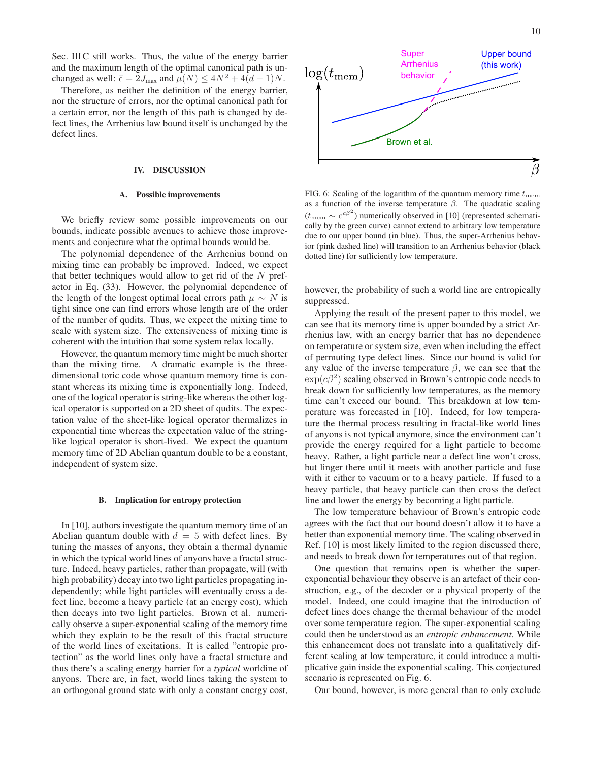Sec. III C still works. Thus, the value of the energy barrier and the maximum length of the optimal canonical path is unchanged as well: $\bar{\epsilon} = 2J_{\text{max}}$ and $\mu(N) \leq 4N^2 + 4(d-1)N$.

Therefore, as neither the definition of the energy barrier, nor the structure of errors, nor the optimal canonical path for a certain error, nor the length of this path is changed by defect lines, the Arrhenius law bound itself is unchanged by the defect lines.

## IV. DISCUSSION

### A. Possible improvements

We briefly review some possible improvements on our bounds, indicate possible avenues to achieve those improvements and conjecture what the optimal bounds would be.

The polynomial dependence of the Arrhenius bound on mixing time can probably be improved. Indeed, we expect that better techniques would allow to get rid of the $N$ prefactor in Eq. (33). However, the polynomial dependence of the length of the longest optimal local errors path $\mu \sim N$ is tight since one can find errors whose length are of the order of the number of qudits. Thus, we expect the mixing time to scale with system size. The extensiveness of mixing time is coherent with the intuition that some system relax locally.

However, the quantum memory time might be much shorter than the mixing time. A dramatic example is the three-dimensional toric code whose quantum memory time is constant whereas its mixing time is exponentially long. Indeed, one of the logical operator is string-like whereas the other logical operator is supported on a 2D sheet of qudits. The expectation value of the sheet-like logical operator thermalizes in exponential time whereas the expectation value of the string-like logical operator is short-lived. We expect the quantum memory time of 2D Abelian quantum double to be a constant, independent of system size.

### B. Implication for entropy protection

In [10], authors investigate the quantum memory time of an Abelian quantum double with $d = 5$ with defect lines. By tuning the masses of anyons, they obtain a thermal dynamic in which the typical world lines of anyons have a fractal structure. Indeed, heavy particles, rather than propagate, will (with high probability) decay into two light particles propagating independently; while light particles will eventually cross a defect line, become a heavy particle (at an energy cost), which then decays into two light particles. Brown et al. numerically observe a super-exponential scaling of the memory time which they explain to be the result of this fractal structure of the world lines of excitations. It is called "entropic protection" as the world lines only have a fractal structure and thus there's a scaling energy barrier for a *typical* worldine of anyons. There are, in fact, world lines taking the system to an orthogonal ground state with only a constant energy cost, however, the probability of such a world line are entropically suppressed.

FIG. 6: Scaling of the logarithm of the quantum memory time $t_{\text{mem}}$ as a function of the inverse temperature $\beta$. The quadratic scaling ($t_{\text{mem}} \sim e^{c\beta^2}$) numerically observed in [10] (represented schematically by the green curve) cannot extend to arbitrary low temperature due to our upper bound (in blue). Thus, the super-Arrhenius behavior (pink dashed line) will transition to an Arrhenius behavior (black dotted line) for sufficiently low temperature.

Applying the result of the present paper to this model, we can see that its memory time is upper bounded by a strict Arrhenius law, with an energy barrier that has no dependence on temperature or system size, even when including the effect of permuting type defect lines. Since our bound is valid for any value of the inverse temperature $\beta$, we can see that the $\exp(c\beta^2)$ scaling observed in Brown's entropic code needs to break down for sufficiently low temperatures, as the memory time can't exceed our bound. This breakdown at low temperature was forecasted in [10]. Indeed, for low temperature the thermal process resulting in fractal-like world lines of anyons is not typical anymore, since the environment can't provide the energy required for a light particle to become heavy. Rather, a light particle near a defect line won't cross, but linger there until it meets with another particle and fuse with it either to vacuum or to a heavy particle. If fused to a heavy particle, that heavy particle can then cross the defect line and lower the energy by becoming a light particle.

The low temperature behaviour of Brown's entropic code agrees with the fact that our bound doesn't allow it to have a better than exponential memory time. The scaling observed in Ref. [10] is most likely limited to the region discussed there, and needs to break down for temperatures out of that region.

One question that remains open is whether the super-exponential behaviour they observe is an artefact of their construction, e.g., of the decoder or a physical property of the model. Indeed, one could imagine that the introduction of defect lines does change the thermal behaviour of the model over some temperature region. The super-exponential scaling could then be understood as an *entropic enhancement*. While this enhancement does not translate into a qualitatively different scaling at low temperature, it could introduce a multiplicative gain inside the exponential scaling. This conjectured scenario is represented on Fig. 6.

Our bound, however, is more general than to only exclude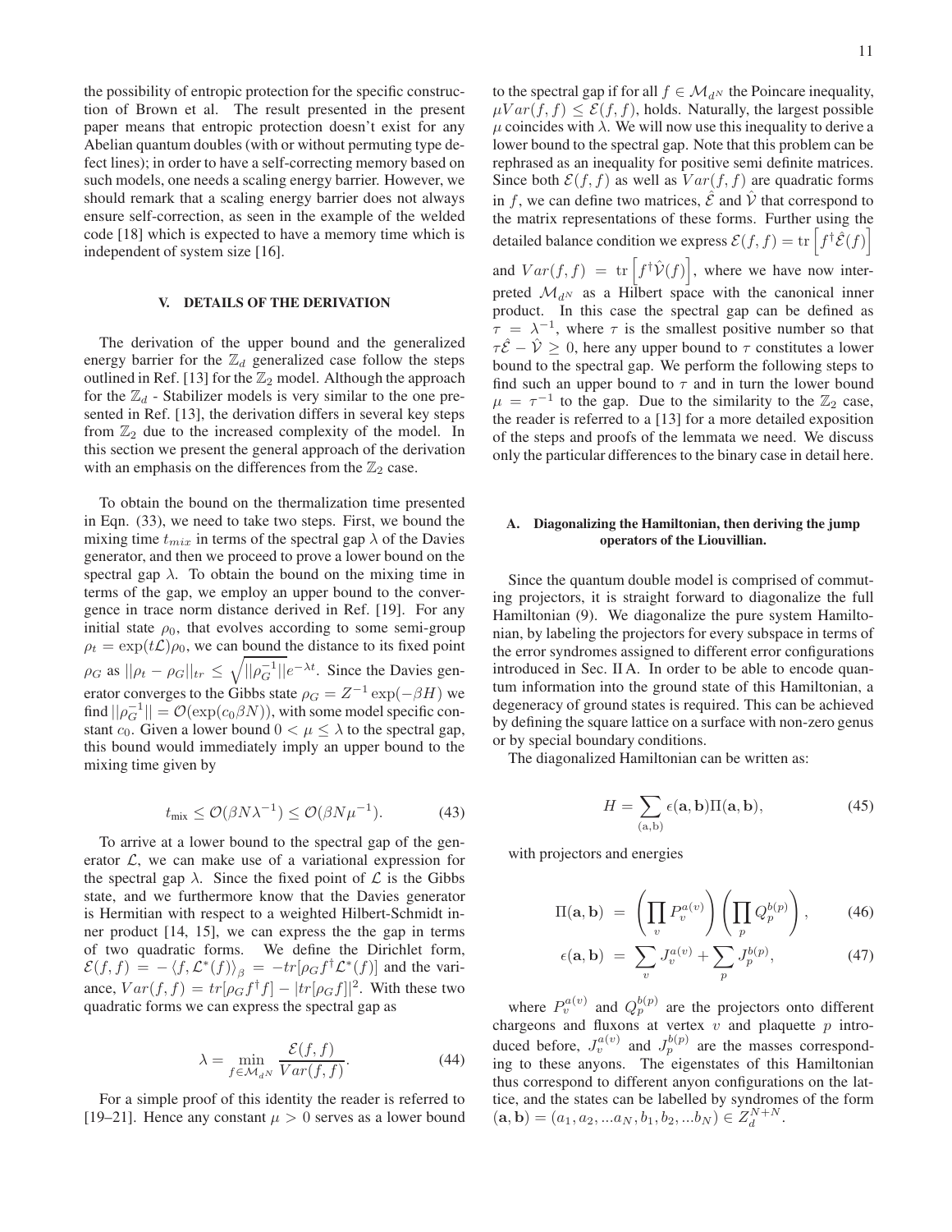the possibility of entropic protection for the specific construction of Brown et al. The result presented in the present paper means that entropic protection doesn't exist for any Abelian quantum doubles (with or without permuting type defect lines); in order to have a self-correcting memory based on such models, one needs a scaling energy barrier. However, we should remark that a scaling energy barrier does not always ensure self-correction, as seen in the example of the welded code [18] which is expected to have a memory time which is independent of system size [16].

## V. DETAILS OF THE DERIVATION

The derivation of the upper bound and the generalized energy barrier for the $\mathbb{Z}_d$ generalized case follow the steps outlined in Ref. [13] for the $\mathbb{Z}_2$ model. Although the approach for the $\mathbb{Z}_d$ - Stabilizer models is very similar to the one presented in Ref. [13], the derivation differs in several key steps from $\mathbb{Z}_2$ due to the increased complexity of the model. In this section we present the general approach of the derivation with an emphasis on the differences from the $\mathbb{Z}_2$ case.

To obtain the bound on the thermalization time presented in Eqn. (33), we need to take two steps. First, we bound the mixing time $t_{mix}$ in terms of the spectral gap $\lambda$ of the Davies generator, and then we proceed to prove a lower bound on the spectral gap $\lambda$. To obtain the bound on the mixing time in terms of the gap, we employ an upper bound to the convergence in trace norm distance derived in Ref. [19]. For any initial state $\rho_0$, that evolves according to some semi-group $\rho_t = \exp(t\mathcal{L})\rho_0$, we can bound the distance to its fixed point $\rho_G$ as $||\rho_t - \rho_G||_{tr} \leq \sqrt{||\rho_G^{-1}||}e^{-\lambda t}$. Since the Davies generator converges to the Gibbs state $\rho_G = Z^{-1}\exp(-\beta H)$ we find $||\rho_G^{-1}|| = \mathcal{O}(\exp(c_0\beta N))$, with some model specific constant $c_0$. Given a lower bound $0 < \mu \leq \lambda$ to the spectral gap, this bound would immediately imply an upper bound to the mixing time given by

$$t_{\text{mix}} \leq \mathcal{O}(\beta N \lambda^{-1}) \leq \mathcal{O}(\beta N \mu^{-1}). \tag{43}$$

To arrive at a lower bound to the spectral gap of the generator $\mathcal{L}$, we can make use of a variational expression for the spectral gap $\lambda$. Since the fixed point of $\mathcal{L}$ is the Gibbs state, and we furthermore know that the Davies generator is Hermitian with respect to a weighted Hilbert-Schmidt inner product [14, 15], we can express the the gap in terms of two quadratic forms. We define the Dirichlet form, $\mathcal{E}(f,f) = -\langle f, \mathcal{L}^*(f)\rangle_\beta = -tr[\rho_G f^\dagger \mathcal{L}^*(f)]$ and the variance, $Var(f,f) = tr[\rho_G f^\dagger f] - |tr[\rho_G f]|^2$. With these two quadratic forms we can express the spectral gap as

$$\lambda = \min_{f \in \mathcal{M}_{d^N}} \frac{\mathcal{E}(f,f)}{Var(f,f)}. \tag{44}$$

For a simple proof of this identity the reader is referred to [19–21]. Hence any constant $\mu > 0$ serves as a lower bound to the spectral gap if for all $f \in \mathcal{M}_{d^N}$ the Poincare inequality, $\mu Var(f,f) \leq \mathcal{E}(f,f)$, holds. Naturally, the largest possible $\mu$ coincides with $\lambda$. We will now use this inequality to derive a lower bound to the spectral gap. Note that this problem can be rephrased as an inequality for positive semi definite matrices. Since both $\mathcal{E}(f,f)$ as well as $Var(f,f)$ are quadratic forms in $f$, we can define two matrices, $\hat{\mathcal{E}}$ and $\hat{\mathcal{V}}$ that correspond to the matrix representations of these forms. Further using the detailed balance condition we express $\mathcal{E}(f,f) = \text{tr}\left[f^\dagger \hat{\mathcal{E}}(f)\right]$ and $Var(f,f) = \text{tr}\left[f^\dagger \hat{\mathcal{V}}(f)\right]$, where we have now interpreted $\mathcal{M}_{d^N}$ as a Hilbert space with the canonical inner product. In this case the spectral gap can be defined as $\tau = \lambda^{-1}$, where $\tau$ is the smallest positive number so that $\tau\hat{\mathcal{E}} - \hat{\mathcal{V}} \geq 0$, here any upper bound to $\tau$ constitutes a lower bound to the spectral gap. We perform the following steps to find such an upper bound to $\tau$ and in turn the lower bound $\mu = \tau^{-1}$ to the gap. Due to the similarity to the $\mathbb{Z}_2$ case, the reader is referred to a [13] for a more detailed exposition of the steps and proofs of the lemmata we need. We discuss only the particular differences to the binary case in detail here.

### A. Diagonalizing the Hamiltonian, then deriving the jump operators of the Liouvillian.

Since the quantum double model is comprised of commuting projectors, it is straight forward to diagonalize the full Hamiltonian (9). We diagonalize the pure system Hamiltonian, by labeling the projectors for every subspace in terms of the error syndromes assigned to different error configurations introduced in Sec. II A. In order to be able to encode quantum information into the ground state of this Hamiltonian, a degeneracy of ground states is required. This can be achieved by defining the square lattice on a surface with non-zero genus or by special boundary conditions.

The diagonalized Hamiltonian can be written as:

$$H = \sum_{(\mathbf{a},\mathbf{b})} \epsilon(\mathbf{a},\mathbf{b})\Pi(\mathbf{a},\mathbf{b}), \tag{45}$$

with projectors and energies

$$\Pi(\mathbf{a},\mathbf{b}) = \left(\prod_v P_v^{a(v)}\right)\left(\prod_p Q_p^{b(p)}\right), \tag{46}$$

$$\epsilon(\mathbf{a},\mathbf{b}) = \sum_v J_v^{a(v)} + \sum_p J_p^{b(p)}, \tag{47}$$

where $P_v^{a(v)}$ and $Q_p^{b(p)}$ are the projectors onto different chargeons and fluxons at vertex $v$ and plaquette $p$ introduced before, $J_v^{a(v)}$ and $J_p^{b(p)}$ are the masses corresponding to these anyons. The eigenstates of this Hamiltonian thus correspond to different anyon configurations on the lattice, and the states can be labelled by syndromes of the form $(\mathbf{a},\mathbf{b}) = (a_1, a_2, ...a_N, b_1, b_2, ...b_N) \in Z_d^{N+N}$.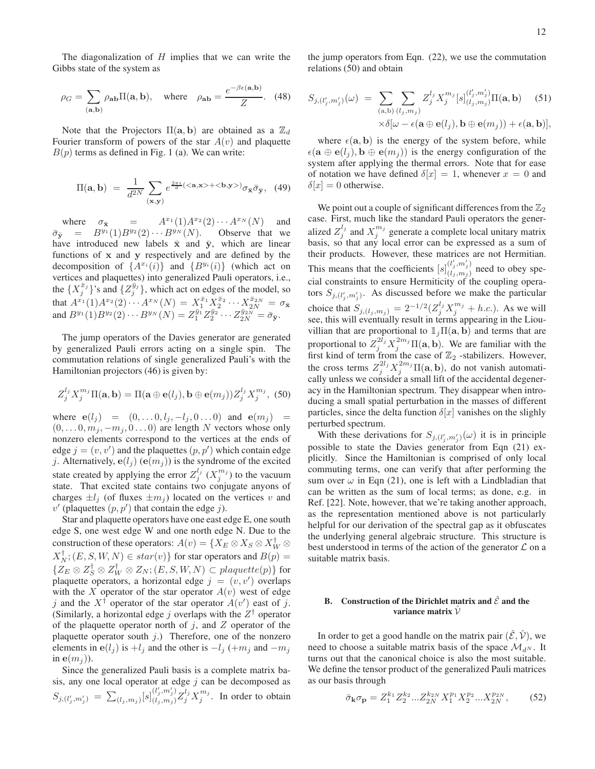The diagonalization of $H$ implies that we can write the Gibbs state of the system as

$$\rho_G = \sum_{(\mathbf{a},\mathbf{b})} \rho_{\mathbf{ab}} \Pi(\mathbf{a},\mathbf{b}), \quad \text{where} \quad \rho_{\mathbf{ab}} = \frac{e^{-\beta\epsilon(\mathbf{a},\mathbf{b})}}{Z}. \quad (48)$$

Note that the Projectors $\Pi(\mathbf{a},\mathbf{b})$ are obtained as a $\mathbb{Z}_d$ Fourier transform of powers of the star $A(v)$ and plaquette $B(p)$ terms as defined in Fig. 1 (a). We can write:

$$\Pi(\mathbf{a},\mathbf{b}) = \frac{1}{d^{2N}} \sum_{(\mathbf{x},\mathbf{y})} e^{\frac{2\pi i}{d}(<\mathbf{a},\mathbf{x}>+<\mathbf{b},\mathbf{y}>)} \sigma_{\bar{\mathbf{x}}} \bar{\sigma}_{\bar{\mathbf{y}}}, \quad (49)$$

where $\sigma_{\bar{\mathbf{x}}} = A^{x_1}(1)A^{x_2}(2)\cdots A^{x_N}(N)$ and $\bar{\sigma}_{\bar{\mathbf{y}}} = B^{y_1}(1)B^{y_2}(2)\cdots B^{y_N}(N)$. Observe that we have introduced new labels $\bar{\mathbf{x}}$ and $\bar{\mathbf{y}}$, which are linear functions of $\mathbf{x}$ and $\mathbf{y}$ respectively and are defined by the decomposition of $\{A^{x_i}(i)\}$ and $\{B^{y_i}(i)\}$ (which act on vertices and plaquettes) into generalized Pauli operators, i.e., the $\{X_j^{\bar{x}_j}\}$'s and $\{Z_j^{\bar{y}_j}\}$, which act on edges of the model, so that $A^{x_1}(1)A^{x_2}(2)\cdots A^{x_N}(N) = X_1^{\bar{x}_1}X_2^{\bar{x}_2}\cdots X_{2N}^{\bar{x}_{2N}} = \sigma_{\bar{\mathbf{x}}}$ and $B^{y_1}(1)B^{y_2}(2)\cdots B^{y_N}(N) = Z_1^{\bar{y}_1}Z_2^{\bar{y}_2}\cdots Z_{2N}^{\bar{y}_{2N}} = \bar{\sigma}_{\bar{\mathbf{y}}}$.

The jump operators of the Davies generator are generated by generalized Pauli errors acting on a single spin. The commutation relations of single generalized Pauli's with the Hamiltonian projectors (46) is given by:

$$Z_j^{l_j}X_j^{m_j}\Pi(\mathbf{a},\mathbf{b}) = \Pi(\mathbf{a}\oplus\mathbf{e}(l_j),\mathbf{b}\oplus\mathbf{e}(m_j))Z_j^{l_j}X_j^{m_j}, \quad (50)$$

where $\mathbf{e}(l_j) = (0,\ldots 0, l_j, -l_j, 0\ldots 0)$ and $\mathbf{e}(m_j) = (0,\ldots 0, m_j, -m_j, 0\ldots 0)$ are length $N$ vectors whose only nonzero elements correspond to the vertices at the ends of edge $j = (v,v')$ and the plaquettes $(p,p')$ which contain edge $j$. Alternatively, $\mathbf{e}(l_j)$ ($\mathbf{e}(m_j)$) is the syndrome of the excited state created by applying the error $Z_j^{l_j}$ ($X_j^{m_j}$) to the vacuum state. That excited state contains two conjugate anyons of charges $\pm l_j$ (of fluxes $\pm m_j$) located on the vertices $v$ and $v'$ (plaquettes $(p,p')$ that contain the edge $j$).

Star and plaquette operators have one east edge E, one south edge S, one west edge W and one north edge N. Due to the construction of these operators: $A(v) = \{X_E \otimes X_S \otimes X_W^\dagger \otimes X_N^\dagger; (E,S,W,N) \in star(v)\}$ for star operators and $B(p) = \{Z_E \otimes Z_S^\dagger \otimes Z_W^\dagger \otimes Z_N; (E,S,W,N) \subset plaquette(p)\}$ for plaquette operators, a horizontal edge $j = (v,v')$ overlaps with the $X$ operator of the star operator $A(v)$ west of edge $j$ and the $X^\dagger$ operator of the star operator $A(v')$ east of $j$. (Similarly, a horizontal edge $j$ overlaps with the $Z^\dagger$ operator of the plaquette operator north of $j$, and $Z$ operator of the plaquette operator south $j$.) Therefore, one of the nonzero elements in $\mathbf{e}(l_j)$ is $+l_j$ and the other is $-l_j$ ($+m_j$ and $-m_j$ in $\mathbf{e}(m_j)$).

Since the generalized Pauli basis is a complete matrix basis, any one local operator at edge $j$ can be decomposed as $S_{j,(l'_j,m'_j)} = \sum_{(l_j,m_j)}[s]_{(l_j,m_j)}^{(l'_j,m'_j)} Z_j^{l_j}X_j^{m_j}$. In order to obtain the jump operators from Eqn. (22), we use the commutation relations (50) and obtain

$$S_{j,(l'_j,m'_j)}(\omega) = \sum_{(\mathbf{a},\mathbf{b})}\sum_{(l_j,m_j)} Z_j^{l_j}X_j^{m_j}[s]_{(l_j,m_j)}^{(l'_j,m'_j)}\Pi(\mathbf{a},\mathbf{b}) \quad (51)$$
$$\times\delta[\omega - \epsilon(\mathbf{a}\oplus\mathbf{e}(l_j),\mathbf{b}\oplus\mathbf{e}(m_j)) + \epsilon(\mathbf{a},\mathbf{b})],$$

where $\epsilon(\mathbf{a},\mathbf{b})$ is the energy of the system before, while $\epsilon(\mathbf{a}\oplus\mathbf{e}(l_j),\mathbf{b}\oplus\mathbf{e}(m_j))$ is the energy configuration of the system after applying the thermal errors. Note that for ease of notation we have defined $\delta[x] = 1$, whenever $x = 0$ and $\delta[x] = 0$ otherwise.

We point out a couple of significant differences from the $\mathbb{Z}_2$ case. First, much like the standard Pauli operators the generalized $Z_j^{l_j}$ and $X_j^{m_j}$ generate a complete local unitary matrix basis, so that any local error can be expressed as a sum of their products. However, these matrices are not Hermitian. This means that the coefficients $[s]_{(l_j,m_j)}^{(l'_j,m'_j)}$ need to obey special constraints to ensure Hermiticity of the coupling operators $S_{j,(l'_j,m'_j)}$. As discussed before we make the particular choice that $S_{j,(l_j,m_j)} = 2^{-1/2}(Z_j^{l_j}X_j^{m_j} + h.c.)$. As we will see, this will eventually result in terms appearing in the Liouvillian that are proportional to $\mathbb{1}_j\Pi(\mathbf{a},\mathbf{b})$ and terms that are proportional to $Z_j^{2l_j}X_j^{2m_j}\Pi(\mathbf{a},\mathbf{b})$. We are familiar with the first kind of term from the case of $\mathbb{Z}_2$ -stabilizers. However, the cross terms $Z_j^{2l_j}X_j^{2m_j}\Pi(\mathbf{a},\mathbf{b})$, do not vanish automatically unless we consider a small lift of the accidental degeneracy in the Hamiltonian spectrum. They disappear when introducing a small spatial perturbation in the masses of different particles, since the delta function $\delta[x]$ vanishes on the slighly perturbed spectrum.

With these derivations for $S_{j,(l'_j,m'_j)}(\omega)$ it is in principle possible to state the Davies generator from Eqn (21) explicitly. Since the Hamiltonian is comprised of only local commuting terms, one can verify that after performing the sum over $\omega$ in Eqn (21), one is left with a Lindbladian that can be written as the sum of local terms; as done, e.g. in Ref. [22]. Note, however, that we're taking another approach, as the representation mentioned above is not particularly helpful for our derivation of the spectral gap as it obfuscates the underlying general algebraic structure. This structure is best understood in terms of the action of the generator $\mathcal{L}$ on a suitable matrix basis.

### B. Construction of the Dirichlet matrix and $\hat{\mathcal{E}}$ and the variance matrix $\hat{\mathcal{V}}$

In order to get a good handle on the matrix pair $(\hat{\mathcal{E}},\hat{\mathcal{V}})$, we need to choose a suitable matrix basis of the space $\mathcal{M}_{d^N}$. It turns out that the canonical choice is also the most suitable. We define the tensor product of the generalized Pauli matrices as our basis through

$$\bar{\sigma}_{\mathbf{k}}\sigma_{\mathbf{p}} = Z_1^{k_1}Z_2^{k_2}...Z_{2N}^{k_{2N}}X_1^{p_1}X_2^{p_2}...X_{2N}^{p_{2N}}, \quad (52)$$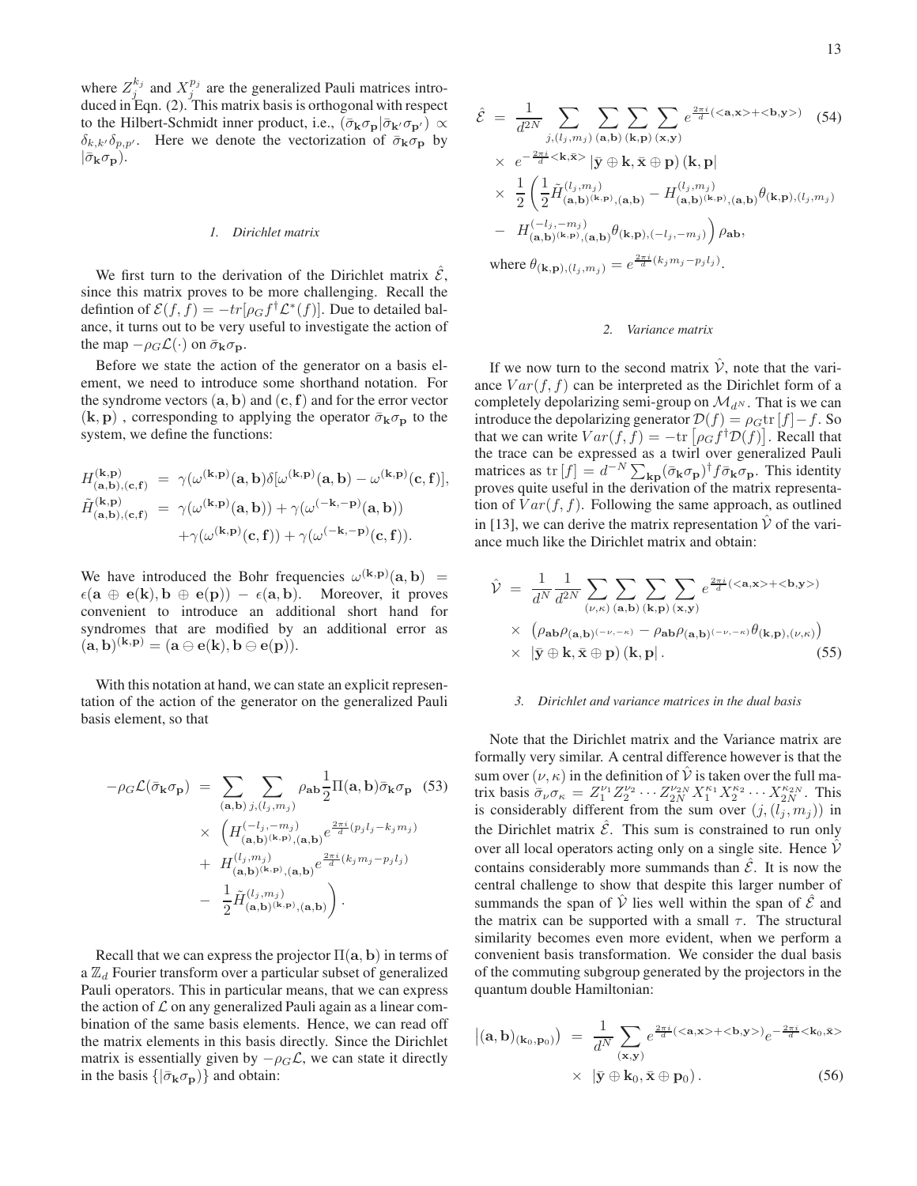where $Z_j^{k_j}$ and $X_j^{p_j}$ are the generalized Pauli matrices introduced in Eqn. (2). This matrix basis is orthogonal with respect to the Hilbert-Schmidt inner product, i.e., $(\bar{\sigma}_{\mathbf{k}}\sigma_{\mathbf{p}}|\bar{\sigma}_{\mathbf{k}'}\sigma_{\mathbf{p}'}) \propto \delta_{k,k'}\delta_{p,p'}$. Here we denote the vectorization of $\bar{\sigma}_{\mathbf{k}}\sigma_{\mathbf{p}}$ by $|\bar{\sigma}_{\mathbf{k}}\sigma_{\mathbf{p}})$.

#### 1. Dirichlet matrix

We first turn to the derivation of the Dirichlet matrix $\hat{\mathcal{E}}$, since this matrix proves to be more challenging. Recall the defintion of $\mathcal{E}(f,f) = -tr[\rho_G f^\dagger \mathcal{L}^*(f)]$. Due to detailed balance, it turns out to be very useful to investigate the action of the map $-\rho_G\mathcal{L}(\cdot)$ on $\bar{\sigma}_{\mathbf{k}}\sigma_{\mathbf{p}}$.

Before we state the action of the generator on a basis element, we need to introduce some shorthand notation. For the syndrome vectors $(\mathbf{a},\mathbf{b})$ and $(\mathbf{c},\mathbf{f})$ and for the error vector $(\mathbf{k},\mathbf{p})$ , corresponding to applying the operator $\bar{\sigma}_{\mathbf{k}}\sigma_{\mathbf{p}}$ to the system, we define the functions:

$$
\begin{aligned}
H^{(\mathbf{k},\mathbf{p})}_{(\mathbf{a},\mathbf{b}),(\mathbf{c},\mathbf{f})} &= \gamma(\omega^{(\mathbf{k},\mathbf{p})}(\mathbf{a},\mathbf{b})\delta[\omega^{(\mathbf{k},\mathbf{p})}(\mathbf{a},\mathbf{b}) - \omega^{(\mathbf{k},\mathbf{p})}(\mathbf{c},\mathbf{f})],\\
\tilde{H}^{(\mathbf{k},\mathbf{p})}_{(\mathbf{a},\mathbf{b}),(\mathbf{c},\mathbf{f})} &= \gamma(\omega^{(\mathbf{k},\mathbf{p})}(\mathbf{a},\mathbf{b})) + \gamma(\omega^{(-\mathbf{k},-\mathbf{p})}(\mathbf{a},\mathbf{b}))\\
&\quad + \gamma(\omega^{(\mathbf{k},\mathbf{p})}(\mathbf{c},\mathbf{f})) + \gamma(\omega^{(-\mathbf{k},-\mathbf{p})}(\mathbf{c},\mathbf{f})).
\end{aligned}
$$

We have introduced the Bohr frequencies $\omega^{(\mathbf{k},\mathbf{p})}(\mathbf{a},\mathbf{b}) = \epsilon(\mathbf{a}\oplus\mathbf{e}(\mathbf{k}),\mathbf{b}\oplus\mathbf{e}(\mathbf{p})) - \epsilon(\mathbf{a},\mathbf{b})$. Moreover, it proves convenient to introduce an additional short hand for syndromes that are modified by an additional error as $(\mathbf{a},\mathbf{b})^{(\mathbf{k},\mathbf{p})} = (\mathbf{a}\ominus\mathbf{e}(\mathbf{k}),\mathbf{b}\ominus\mathbf{e}(\mathbf{p}))$.

With this notation at hand, we can state an explicit representation of the action of the generator on the generalized Pauli basis element, so that

$$
\begin{aligned}
-\rho_G\mathcal{L}(\bar{\sigma}_{\mathbf{k}}\sigma_{\mathbf{p}}) &= \sum_{(\mathbf{a},\mathbf{b})}\sum_{j,(l_j,m_j)} \rho_{\mathbf{ab}}\frac{1}{2}\Pi(\mathbf{a},\mathbf{b})\bar{\sigma}_{\mathbf{k}}\sigma_{\mathbf{p}} \quad (53)\\
&\times \left(H^{(-l_j,-m_j)}_{(\mathbf{a},\mathbf{b})^{(\mathbf{k},\mathbf{p})},(\mathbf{a},\mathbf{b})} e^{\frac{2\pi i}{d}(p_j l_j - k_j m_j)}\right.\\
&+ H^{(l_j,m_j)}_{(\mathbf{a},\mathbf{b})^{(\mathbf{k},\mathbf{p})},(\mathbf{a},\mathbf{b})} e^{\frac{2\pi i}{d}(k_j m_j - p_j l_j)}\\
&- \left.\frac{1}{2}\tilde{H}^{(l_j,m_j)}_{(\mathbf{a},\mathbf{b})^{(\mathbf{k},\mathbf{p})},(\mathbf{a},\mathbf{b})}\right).
\end{aligned}
$$

Recall that we can express the projector $\Pi(\mathbf{a},\mathbf{b})$ in terms of a $\mathbb{Z}_d$ Fourier transform over a particular subset of generalized Pauli operators. This in particular means, that we can express the action of $\mathcal{L}$ on any generalized Pauli again as a linear combination of the same basis elements. Hence, we can read off the matrix elements in this basis directly. Since the Dirichlet matrix is essentially given by $-\rho_G\mathcal{L}$, we can state it directly in the basis $\{|\bar{\sigma}_{\mathbf{k}}\sigma_{\mathbf{p}})\}$ and obtain:

$$
\begin{aligned}
\hat{\mathcal{E}} &= \frac{1}{d^{2N}}\sum_{j,(l_j,m_j)}\sum_{(\mathbf{a},\mathbf{b})}\sum_{(\mathbf{k},\mathbf{p})}\sum_{(\mathbf{x},\mathbf{y})} e^{\frac{2\pi i}{d}(<\mathbf{a},\mathbf{x}>+<\mathbf{b},\mathbf{y}>)} \quad (54)\\
&\times e^{-\frac{2\pi i}{d}<\mathbf{k},\bar{\mathbf{x}}>}|\bar{\mathbf{y}}\oplus\mathbf{k},\bar{\mathbf{x}}\oplus\mathbf{p})(\mathbf{k},\mathbf{p}|\\
&\times \frac{1}{2}\left(\frac{1}{2}\tilde{H}^{(l_j,m_j)}_{(\mathbf{a},\mathbf{b})^{(\mathbf{k},\mathbf{p})},(\mathbf{a},\mathbf{b})} - H^{(l_j,m_j)}_{(\mathbf{a},\mathbf{b})^{(\mathbf{k},\mathbf{p})},(\mathbf{a},\mathbf{b})}\theta_{(\mathbf{k},\mathbf{p}),(l_j,m_j)}\right.\\
&- \left.H^{(-l_j,-m_j)}_{(\mathbf{a},\mathbf{b})^{(\mathbf{k},\mathbf{p})},(\mathbf{a},\mathbf{b})}\theta_{(\mathbf{k},\mathbf{p}),(-l_j,-m_j)}\right)\rho_{\mathbf{ab}},
\end{aligned}
$$

where $\theta_{(\mathbf{k},\mathbf{p}),(l_j,m_j)} = e^{\frac{2\pi i}{d}(k_j m_j - p_j l_j)}$.

#### 2. Variance matrix

If we now turn to the second matrix $\hat{\mathcal{V}}$, note that the variance $Var(f,f)$ can be interpreted as the Dirichlet form of a completely depolarizing semi-group on $\mathcal{M}_{d^N}$. That is we can introduce the depolarizing generator $\mathcal{D}(f) = \rho_G\mathrm{tr}\,[f] - f$. So that we can write $Var(f,f) = -\mathrm{tr}\left[\rho_G f^\dagger\mathcal{D}(f)\right]$. Recall that the trace can be expressed as a twirl over generalized Pauli matrices as $\mathrm{tr}\,[f] = d^{-N}\sum_{\mathbf{kp}}(\bar{\sigma}_{\mathbf{k}}\sigma_{\mathbf{p}})^\dagger f\bar{\sigma}_{\mathbf{k}}\sigma_{\mathbf{p}}$. This identity proves quite useful in the derivation of the matrix representation of $Var(f,f)$. Following the same approach, as outlined in [13], we can derive the matrix representation $\hat{\mathcal{V}}$ of the variance much like the Dirichlet matrix and obtain:

$$
\begin{aligned}
\hat{\mathcal{V}} &= \frac{1}{d^N}\frac{1}{d^{2N}}\sum_{(\nu,\kappa)}\sum_{(\mathbf{a},\mathbf{b})}\sum_{(\mathbf{k},\mathbf{p})}\sum_{(\mathbf{x},\mathbf{y})} e^{\frac{2\pi i}{d}(<\mathbf{a},\mathbf{x}>+<\mathbf{b},\mathbf{y}>)}\\
&\times \left(\rho_{\mathbf{ab}}\rho_{(\mathbf{a},\mathbf{b})^{(-\nu,-\kappa)}} - \rho_{\mathbf{ab}}\rho_{(\mathbf{a},\mathbf{b})^{(-\nu,-\kappa)}}\theta_{(\mathbf{k},\mathbf{p}),(\nu,\kappa)}\right)\\
&\times |\bar{\mathbf{y}}\oplus\mathbf{k},\bar{\mathbf{x}}\oplus\mathbf{p})(\mathbf{k},\mathbf{p}|. \quad (55)
\end{aligned}
$$

#### 3. Dirichlet and variance matrices in the dual basis

Note that the Dirichlet matrix and the Variance matrix are formally very similar. A central difference however is that the sum over $(\nu,\kappa)$ in the definition of $\hat{\mathcal{V}}$ is taken over the full matrix basis $\bar{\sigma}_\nu\sigma_\kappa = Z_1^{\nu_1}Z_2^{\nu_2}\cdots Z_{2N}^{\nu_{2N}}X_1^{\kappa_1}X_2^{\kappa_2}\cdots X_{2N}^{\kappa_{2N}}$. This is considerably different from the sum over $(j,(l_j,m_j))$ in the Dirichlet matrix $\hat{\mathcal{E}}$. This sum is constrained to run only over all local operators acting only on a single site. Hence $\hat{\mathcal{V}}$ contains considerably more summands than $\hat{\mathcal{E}}$. It is now the central challenge to show that despite this larger number of summands the span of $\hat{\mathcal{V}}$ lies well within the span of $\hat{\mathcal{E}}$ and the matrix can be supported with a small $\tau$. The structural similarity becomes even more evident, when we perform a convenient basis transformation. We consider the dual basis of the commuting subgroup generated by the projectors in the quantum double Hamiltonian:

$$
\begin{aligned}
|(\mathbf{a},\mathbf{b})_{(\mathbf{k}_0,\mathbf{p}_0)}) &= \frac{1}{d^N}\sum_{(\mathbf{x},\mathbf{y})} e^{\frac{2\pi i}{d}(<\mathbf{a},\mathbf{x}>+<\mathbf{b},\mathbf{y}>)}e^{-\frac{2\pi i}{d}<\mathbf{k}_0,\bar{\mathbf{x}}>}\\
&\times |\bar{\mathbf{y}}\oplus\mathbf{k}_0,\bar{\mathbf{x}}\oplus\mathbf{p}_0). \quad (56)
\end{aligned}
$$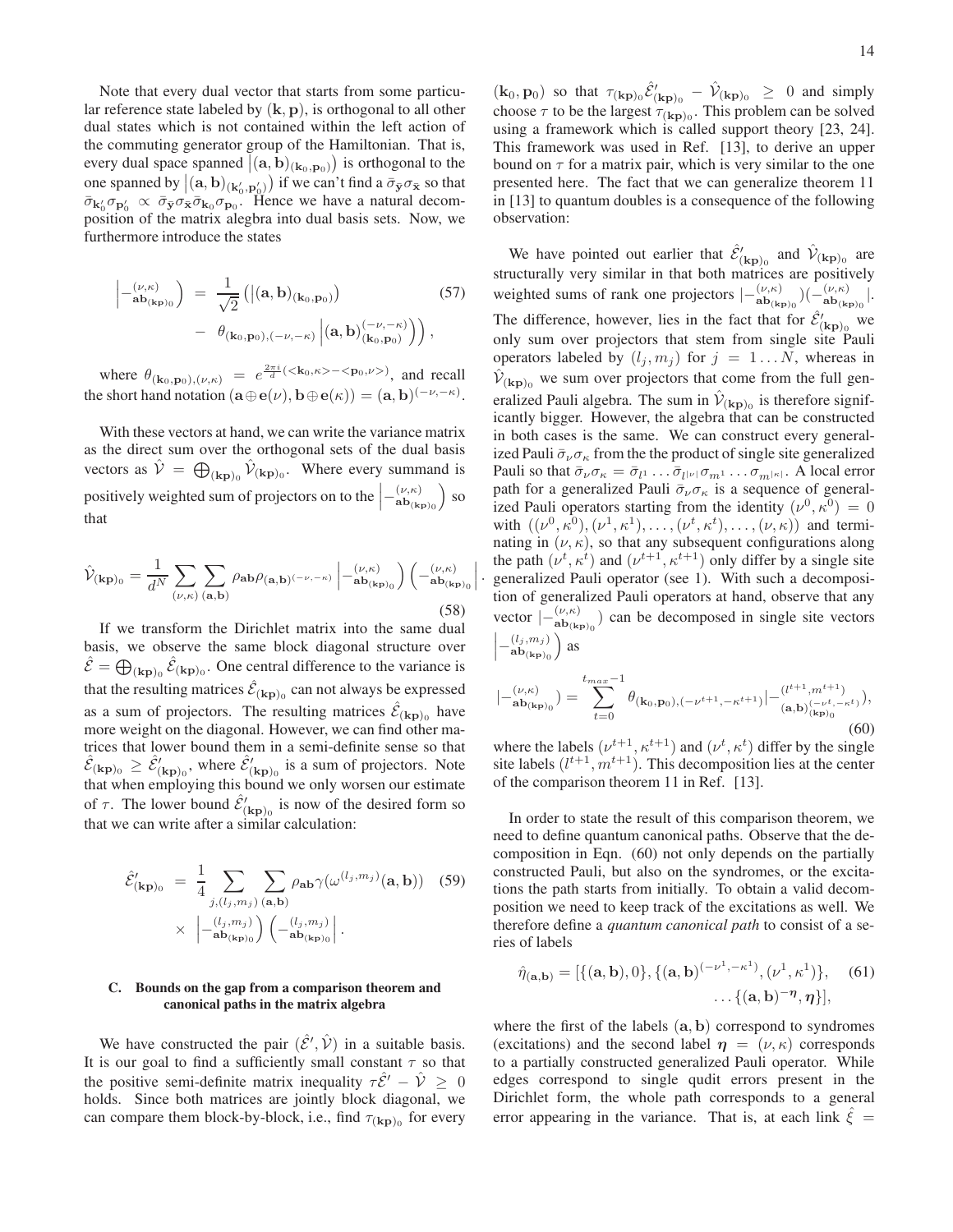Note that every dual vector that starts from some particular reference state labeled by $(\mathbf{k}, \mathbf{p})$, is orthogonal to all other dual states which is not contained within the left action of the commuting generator group of the Hamiltonian. That is, every dual space spanned $\left|(\mathbf{a}, \mathbf{b})_{(\mathbf{k}_0, \mathbf{p}_0)}\right)$ is orthogonal to the one spanned by $\left|(\mathbf{a}, \mathbf{b})_{(\mathbf{k}_0', \mathbf{p}_0')}\right)$ if we can't find a $\bar{\sigma}_{\bar{\mathbf{y}}}\sigma_{\bar{\mathbf{x}}}$ so that $\bar{\sigma}_{\mathbf{k}_0'}\sigma_{\mathbf{p}_0'} \propto \bar{\sigma}_{\bar{\mathbf{y}}}\sigma_{\bar{\mathbf{x}}}\bar{\sigma}_{\mathbf{k}_0}\sigma_{\mathbf{p}_0}$. Hence we have a natural decomposition of the matrix alegbra into dual basis sets. Now, we furthermore introduce the states

$$
\begin{aligned}
\left|-^{(\nu,\kappa)}_{\mathbf{ab}_{(\mathbf{kp})_0}}\right) &= \frac{1}{\sqrt{2}}\Big(\left|(\mathbf{a}, \mathbf{b})_{(\mathbf{k}_0, \mathbf{p}_0)}\right) \\
&\quad - \theta_{(\mathbf{k}_0, \mathbf{p}_0), (-\nu, -\kappa)}\left|(\mathbf{a}, \mathbf{b})^{(-\nu,-\kappa)}_{(\mathbf{k}_0, \mathbf{p}_0)}\right)\Big),
\end{aligned} \tag{57}
$$

where $\theta_{(\mathbf{k}_0, \mathbf{p}_0), (\nu, \kappa)} = e^{\frac{2\pi i}{d}(<\mathbf{k}_0, \kappa> - <\mathbf{p}_0, \nu>)}$, and recall the short hand notation $(\mathbf{a} \oplus \mathbf{e}(\nu), \mathbf{b} \oplus \mathbf{e}(\kappa)) = (\mathbf{a}, \mathbf{b})^{(-\nu, -\kappa)}$.

With these vectors at hand, we can write the variance matrix as the direct sum over the orthogonal sets of the dual basis vectors as $\hat{\mathcal{V}} = \bigoplus_{(\mathbf{kp})_0} \hat{\mathcal{V}}_{(\mathbf{kp})_0}$. Where every summand is positively weighted sum of projectors on to the $\left|-^{(\nu,\kappa)}_{\mathbf{ab}_{(\mathbf{kp})_0}}\right)$ so that

$$
\hat{\mathcal{V}}_{(\mathbf{kp})_0} = \frac{1}{d^N} \sum_{(\nu, \kappa)} \sum_{(\mathbf{a}, \mathbf{b})} \rho_{\mathbf{ab}} \rho_{(\mathbf{a}, \mathbf{b})^{(-\nu,-\kappa)}} \left|-^{(\nu,\kappa)}_{\mathbf{ab}_{(\mathbf{kp})_0}}\right)\left(-^{(\nu,\kappa)}_{\mathbf{ab}_{(\mathbf{kp})_0}}\right|. \tag{58}
$$

If we transform the Dirichlet matrix into the same dual basis, we observe the same block diagonal structure over $\hat{\mathcal{E}} = \bigoplus_{(\mathbf{kp})_0} \hat{\mathcal{E}}_{(\mathbf{kp})_0}$. One central difference to the variance is that the resulting matrices $\hat{\mathcal{E}}_{(\mathbf{kp})_0}$ can not always be expressed as a sum of projectors. The resulting matrices $\hat{\mathcal{E}}_{(\mathbf{kp})_0}$ have more weight on the diagonal. However, we can find other matrices that lower bound them in a semi-definite sense so that $\hat{\mathcal{E}}_{(\mathbf{kp})_0} \geq \hat{\mathcal{E}}'_{(\mathbf{kp})_0}$, where $\hat{\mathcal{E}}'_{(\mathbf{kp})_0}$ is a sum of projectors. Note that when employing this bound we only worsen our estimate of $\tau$. The lower bound $\hat{\mathcal{E}}'_{(\mathbf{kp})_0}$ is now of the desired form so that we can write after a similar calculation:

$$
\begin{aligned}
\hat{\mathcal{E}}'_{(\mathbf{kp})_0} &= \frac{1}{4} \sum_{j, (l_j, m_j)} \sum_{(\mathbf{a}, \mathbf{b})} \rho_{\mathbf{ab}} \gamma(\omega^{(l_j, m_j)}(\mathbf{a}, \mathbf{b})) \\
&\quad \times \left|-^{(l_j, m_j)}_{\mathbf{ab}_{(\mathbf{kp})_0}}\right)\left(-^{(l_j, m_j)}_{\mathbf{ab}_{(\mathbf{kp})_0}}\right|.
\end{aligned} \tag{59}
$$

### C. Bounds on the gap from a comparison theorem and canonical paths in the matrix algebra

We have constructed the pair $(\hat{\mathcal{E}}', \hat{\mathcal{V}})$ in a suitable basis. It is our goal to find a sufficiently small constant $\tau$ so that the positive semi-definite matrix inequality $\tau \hat{\mathcal{E}}' - \hat{\mathcal{V}} \geq 0$ holds. Since both matrices are jointly block diagonal, we can compare them block-by-block, i.e., find $\tau_{(\mathbf{kp})_0}$ for every $(\mathbf{k}_0, \mathbf{p}_0)$ so that $\tau_{(\mathbf{kp})_0}\hat{\mathcal{E}}'_{(\mathbf{kp})_0} - \hat{\mathcal{V}}_{(\mathbf{kp})_0} \geq 0$ and simply choose $\tau$ to be the largest $\tau_{(\mathbf{kp})_0}$. This problem can be solved using a framework which is called support theory [23, 24]. This framework was used in Ref. [13], to derive an upper bound on $\tau$ for a matrix pair, which is very similar to the one presented here. The fact that we can generalize theorem 11 in [13] to quantum doubles is a consequence of the following observation:

We have pointed out earlier that $\hat{\mathcal{E}}'_{(\mathbf{kp})_0}$ and $\hat{\mathcal{V}}_{(\mathbf{kp})_0}$ are structurally very similar in that both matrices are positively weighted sums of rank one projectors $|-^{(\nu,\kappa)}_{\mathbf{ab}_{(\mathbf{kp})_0}})(-^{(\nu,\kappa)}_{\mathbf{ab}_{(\mathbf{kp})_0}}|$. The difference, however, lies in the fact that for $\hat{\mathcal{E}}'_{(\mathbf{kp})_0}$ we only sum over projectors that stem from single site Pauli operators labeled by $(l_j, m_j)$ for $j = 1 \ldots N$, whereas in $\hat{\mathcal{V}}_{(\mathbf{kp})_0}$ we sum over projectors that come from the full generalized Pauli algebra. The sum in $\hat{\mathcal{V}}_{(\mathbf{kp})_0}$ is therefore significantly bigger. However, the algebra that can be constructed in both cases is the same. We can construct every generalized Pauli $\bar{\sigma}_\nu \sigma_\kappa$ from the the product of single site generalized Pauli so that $\bar{\sigma}_\nu \sigma_\kappa = \bar{\sigma}_{l^1} \ldots \bar{\sigma}_{l^{|\nu|}} \sigma_{m^1} \ldots \sigma_{m^{|\kappa|}}$. A local error path for a generalized Pauli $\bar{\sigma}_\nu \sigma_\kappa$ is a sequence of generalized Pauli operators starting from the identity $(\nu^0, \kappa^0) = 0$ with $((\nu^0, \kappa^0), (\nu^1, \kappa^1), \ldots, (\nu^t, \kappa^t), \ldots, (\nu, \kappa))$ and terminating in $(\nu, \kappa)$, so that any subsequent configurations along the path $(\nu^t, \kappa^t)$ and $(\nu^{t+1}, \kappa^{t+1})$ only differ by a single site generalized Pauli operator (see 1). With such a decomposition of generalized Pauli operators at hand, observe that any vector $|-^{(\nu,\kappa)}_{\mathbf{ab}_{(\mathbf{kp})_0}})$ can be decomposed in single site vectors $\left|-^{(l_j, m_j)}_{\mathbf{ab}_{(\mathbf{kp})_0}}\right)$ as

$$
|-^{(\nu,\kappa)}_{\mathbf{ab}_{(\mathbf{kp})_0}}) = \sum_{t=0}^{t_{max}-1} \theta_{(\mathbf{k}_0, \mathbf{p}_0), (-\nu^{t+1}, -\kappa^{t+1})} |-^{(l^{t+1}, m^{t+1})}_{(\mathbf{a}, \mathbf{b})^{(-\nu^t, -\kappa^t)}_{(\mathbf{kp})_0}}), \tag{60}
$$

where the labels $(\nu^{t+1}, \kappa^{t+1})$ and $(\nu^t, \kappa^t)$ differ by the single site labels $(l^{t+1}, m^{t+1})$. This decomposition lies at the center of the comparison theorem 11 in Ref. [13].

In order to state the result of this comparison theorem, we need to define quantum canonical paths. Observe that the decomposition in Eqn. (60) not only depends on the partially constructed Pauli, but also on the syndromes, or the excitations the path starts from initially. To obtain a valid decomposition we need to keep track of the excitations as well. We therefore define a *quantum canonical path* to consist of a series of labels

$$
\begin{aligned}
\hat{\eta}_{(\mathbf{a}, \mathbf{b})} = [\{(\mathbf{a}, \mathbf{b}), 0\}, \{(\mathbf{a}, \mathbf{b})^{(-\nu^1, -\kappa^1)}, (\nu^1, \kappa^1)\}, \\
\ldots \{(\mathbf{a}, \mathbf{b})^{-\boldsymbol{\eta}}, \boldsymbol{\eta}\}],
\end{aligned} \tag{61}
$$

where the first of the labels $(\mathbf{a}, \mathbf{b})$ correspond to syndromes (excitations) and the second label $\boldsymbol{\eta} = (\nu, \kappa)$ corresponds to a partially constructed generalized Pauli operator. While edges correspond to single qudit errors present in the Dirichlet form, the whole path corresponds to a general error appearing in the variance. That is, at each link $\hat{\xi} =$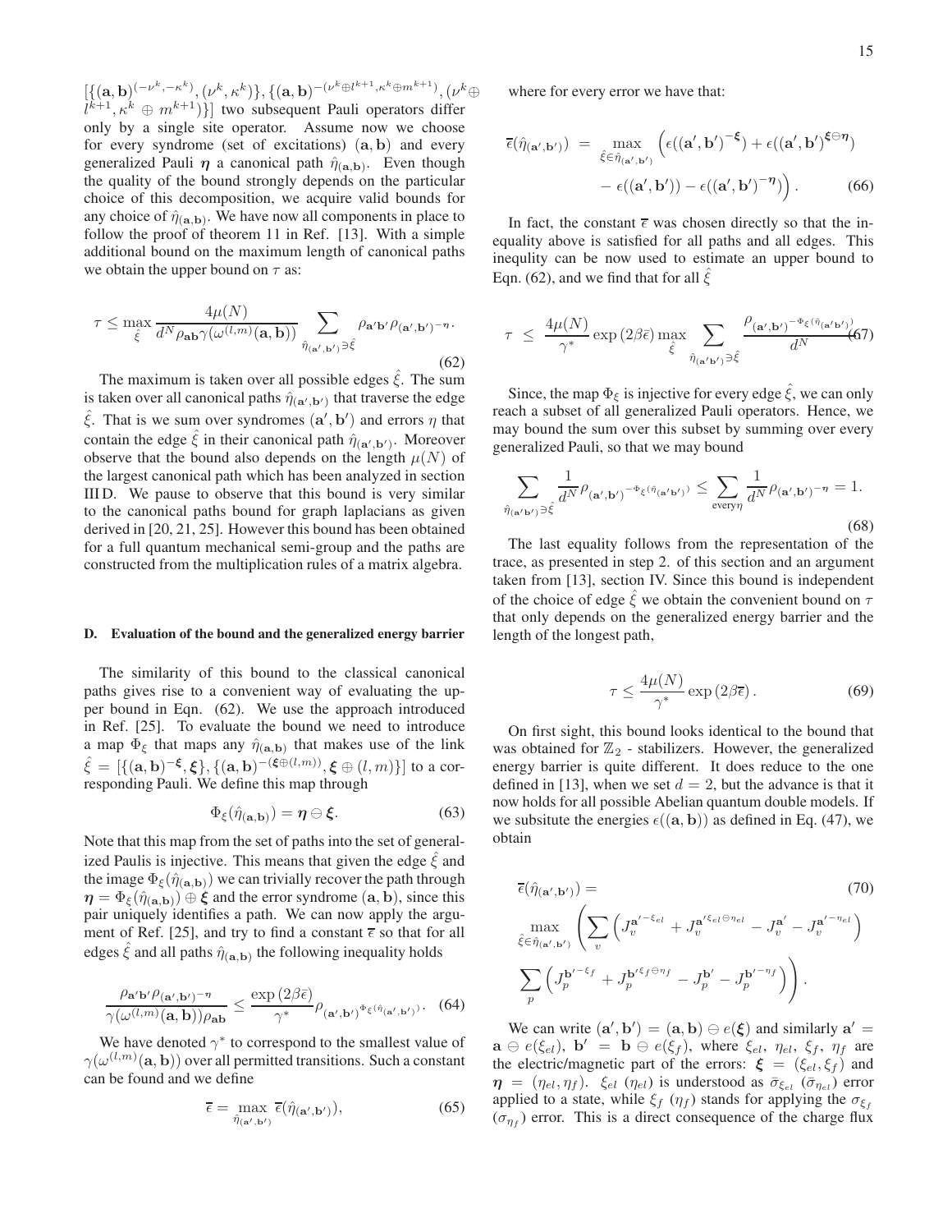$[\{(\mathbf{a},\mathbf{b})^{(-\nu^k,-\kappa^k)},(\nu^k,\kappa^k)\},\{(\mathbf{a},\mathbf{b})^{-(\nu^k\oplus l^{k+1},\kappa^k\oplus m^{k+1})},(\nu^k\oplus l^{k+1},\kappa^k\oplus m^{k+1})\}]$ two subsequent Pauli operators differ only by a single site operator. Assume now we choose for every syndrome (set of excitations) $(\mathbf{a},\mathbf{b})$ and every generalized Pauli $\boldsymbol{\eta}$ a canonical path $\hat{\eta}_{(\mathbf{a},\mathbf{b})}$. Even though the quality of the bound strongly depends on the particular choice of this decomposition, we acquire valid bounds for any choice of $\hat{\eta}_{(\mathbf{a},\mathbf{b})}$. We have now all components in place to follow the proof of theorem 11 in Ref. [13]. With a simple additional bound on the maximum length of canonical paths we obtain the upper bound on $\tau$ as:

$$\tau \leq \max_{\hat{\xi}} \frac{4\mu(N)}{d^N \rho_{\mathbf{ab}}\gamma(\omega^{(l,m)}(\mathbf{a},\mathbf{b}))} \sum_{\hat{\eta}_{(\mathbf{a}',\mathbf{b}')}\ni\hat{\xi}} \rho_{\mathbf{a}'\mathbf{b}'}\rho_{(\mathbf{a}',\mathbf{b}')^{-\boldsymbol{\eta}}}. \tag{62}$$

The maximum is taken over all possible edges $\hat{\xi}$. The sum is taken over all canonical paths $\hat{\eta}_{(\mathbf{a}',\mathbf{b}')}$ that traverse the edge $\hat{\xi}$. That is we sum over syndromes $(\mathbf{a}',\mathbf{b}')$ and errors $\eta$ that contain the edge $\hat{\xi}$ in their canonical path $\hat{\eta}_{(\mathbf{a}',\mathbf{b}')}$. Moreover observe that the bound also depends on the length $\mu(N)$ of the largest canonical path which has been analyzed in section III D. We pause to observe that this bound is very similar to the canonical paths bound for graph laplacians as given derived in [20, 21, 25]. However this bound has been obtained for a full quantum mechanical semi-group and the paths are constructed from the multiplication rules of a matrix algebra.

### D. Evaluation of the bound and the generalized energy barrier

The similarity of this bound to the classical canonical paths gives rise to a convenient way of evaluating the upper bound in Eqn. (62). We use the approach introduced in Ref. [25]. To evaluate the bound we need to introduce a map $\Phi_\xi$ that maps any $\hat{\eta}_{(\mathbf{a},\mathbf{b})}$ that makes use of the link $\hat{\xi} = [\{(\mathbf{a},\mathbf{b})^{-\boldsymbol{\xi}},\boldsymbol{\xi}\},\{(\mathbf{a},\mathbf{b})^{-(\boldsymbol{\xi}\oplus(l,m))},\boldsymbol{\xi}\oplus(l,m)\}]$ to a corresponding Pauli. We define this map through

$$\Phi_\xi(\hat{\eta}_{(\mathbf{a},\mathbf{b})}) = \boldsymbol{\eta}\ominus\boldsymbol{\xi}. \tag{63}$$

Note that this map from the set of paths into the set of generalized Paulis is injective. This means that given the edge $\hat{\xi}$ and the image $\Phi_\xi(\hat{\eta}_{(\mathbf{a},\mathbf{b})})$ we can trivially recover the path through $\boldsymbol{\eta} = \Phi_\xi(\hat{\eta}_{(\mathbf{a},\mathbf{b})})\oplus\boldsymbol{\xi}$ and the error syndrome $(\mathbf{a},\mathbf{b})$, since this pair uniquely identifies a path. We can now apply the argument of Ref. [25], and try to find a constant $\bar{\epsilon}$ so that for all edges $\hat{\xi}$ and all paths $\hat{\eta}_{(\mathbf{a},\mathbf{b})}$ the following inequality holds

$$\frac{\rho_{\mathbf{a}'\mathbf{b}'}\rho_{(\mathbf{a}',\mathbf{b}')^{-\boldsymbol{\eta}}}}{\gamma(\omega^{(l,m)}(\mathbf{a},\mathbf{b}))\rho_{\mathbf{ab}}} \leq \frac{\exp(2\beta\bar{\epsilon})}{\gamma^*}\rho_{(\mathbf{a}',\mathbf{b}')^{\Phi_\xi(\hat{\eta}_{(\mathbf{a}',\mathbf{b}')})}}. \tag{64}$$

We have denoted $\gamma^*$ to correspond to the smallest value of $\gamma(\omega^{(l,m)}(\mathbf{a},\mathbf{b}))$ over all permitted transitions. Such a constant can be found and we define

$$\bar{\epsilon} = \max_{\hat{\eta}_{(\mathbf{a}',\mathbf{b}')}} \bar{\epsilon}(\hat{\eta}_{(\mathbf{a}',\mathbf{b}')}), \tag{65}$$

where for every error we have that:

$$\begin{aligned}\bar{\epsilon}(\hat{\eta}_{(\mathbf{a}',\mathbf{b}')}) &= \max_{\hat{\xi}\in\hat{\eta}_{(\mathbf{a}',\mathbf{b}')}} \Big(\epsilon((\mathbf{a}',\mathbf{b}')^{-\boldsymbol{\xi}}) + \epsilon((\mathbf{a}',\mathbf{b}')^{\boldsymbol{\xi}\ominus\boldsymbol{\eta}}) \\ &\quad - \epsilon((\mathbf{a}',\mathbf{b}')) - \epsilon((\mathbf{a}',\mathbf{b}')^{-\boldsymbol{\eta}})\Big). \end{aligned} \tag{66}$$

In fact, the constant $\bar{\epsilon}$ was chosen directly so that the inequality above is satisfied for all paths and all edges. This inequlity can be now used to estimate an upper bound to Eqn. (62), and we find that for all $\hat{\xi}$

$$\tau \leq \frac{4\mu(N)}{\gamma^*}\exp(2\beta\bar{\epsilon}) \max_{\hat{\xi}} \sum_{\hat{\eta}_{(\mathbf{a}'\mathbf{b}')}\ni\hat{\xi}} \frac{\rho_{(\mathbf{a}',\mathbf{b}')^{-\Phi_\xi(\hat{\eta}_{(\mathbf{a}'\mathbf{b}')})}}}{d^N} \tag{67}$$

Since, the map $\Phi_\xi$ is injective for every edge $\hat{\xi}$, we can only reach a subset of all generalized Pauli operators. Hence, we may bound the sum over this subset by summing over every generalized Pauli, so that we may bound

$$\sum_{\hat{\eta}_{(\mathbf{a}'\mathbf{b}')}\ni\hat{\xi}} \frac{1}{d^N}\rho_{(\mathbf{a}',\mathbf{b}')^{-\Phi_\xi(\hat{\eta}_{(\mathbf{a}'\mathbf{b}')})}} \leq \sum_{\text{every}\eta}\frac{1}{d^N}\rho_{(\mathbf{a}',\mathbf{b}')^{-\boldsymbol{\eta}}} = 1. \tag{68}$$

The last equality follows from the representation of the trace, as presented in step 2. of this section and an argument taken from [13], section IV. Since this bound is independent of the choice of edge $\hat{\xi}$ we obtain the convenient bound on $\tau$ that only depends on the generalized energy barrier and the length of the longest path,

$$\tau \leq \frac{4\mu(N)}{\gamma^*}\exp(2\beta\bar{\epsilon}). \tag{69}$$

On first sight, this bound looks identical to the bound that was obtained for $\mathbb{Z}_2$ - stabilizers. However, the generalized energy barrier is quite different. It does reduce to the one defined in [13], when we set $d = 2$, but the advance is that it now holds for all possible Abelian quantum double models. If we subsitute the energies $\epsilon((\mathbf{a},\mathbf{b}))$ as defined in Eq. (47), we obtain

$$\begin{aligned}&\bar{\epsilon}(\hat{\eta}_{(\mathbf{a}',\mathbf{b}')}) = \\ &\max_{\hat{\xi}\in\hat{\eta}_{(\mathbf{a}',\mathbf{b}')}} \left(\sum_v \left(J_v^{\mathbf{a}'^{-\xi_{el}}} + J_v^{\mathbf{a}'^{\xi_{el}\ominus\eta_{el}}} - J_v^{\mathbf{a}'} - J_v^{\mathbf{a}'^{-\eta_{el}}}\right)\right. \\ &\left.\sum_p \left(J_p^{\mathbf{b}'^{-\xi_f}} + J_p^{\mathbf{b}'^{\xi_f\ominus\eta_f}} - J_p^{\mathbf{b}'} - J_p^{\mathbf{b}'^{-\eta_f}}\right)\right). \end{aligned} \tag{70}$$

We can write $(\mathbf{a}',\mathbf{b}') = (\mathbf{a},\mathbf{b})\ominus e(\boldsymbol{\xi})$ and similarly $\mathbf{a}' = \mathbf{a}\ominus e(\xi_{el})$, $\mathbf{b}' = \mathbf{b}\ominus e(\xi_f)$, where $\xi_{el}$, $\eta_{el}$, $\xi_f$, $\eta_f$ are the electric/magnetic part of the errors: $\boldsymbol{\xi} = (\xi_{el},\xi_f)$ and $\boldsymbol{\eta} = (\eta_{el},\eta_f)$. $\xi_{el}$ ($\eta_{el}$) is understood as $\bar{\sigma}_{\xi_{el}}$ ($\bar{\sigma}_{\eta_{el}}$) error applied to a state, while $\xi_f$ ($\eta_f$) stands for applying the $\sigma_{\xi_f}$ ($\sigma_{\eta_f}$) error. This is a direct consequence of the charge flux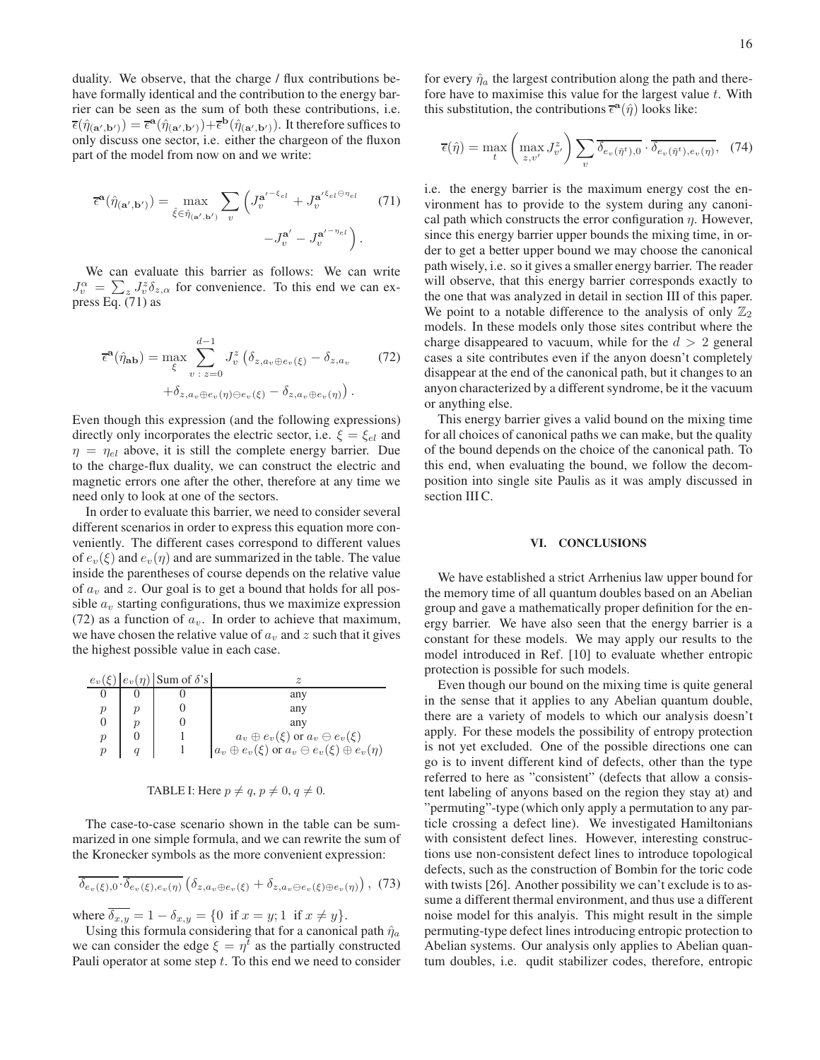duality. We observe, that the charge / flux contributions behave formally identical and the contribution to the energy barrier can be seen as the sum of both these contributions, i.e. $\overline{\epsilon}(\hat{\eta}_{(\mathbf{a}',\mathbf{b}')}) = \overline{\epsilon}^{\mathbf{a}}(\hat{\eta}_{(\mathbf{a}',\mathbf{b}')}) + \overline{\epsilon}^{\mathbf{b}}(\hat{\eta}_{(\mathbf{a}',\mathbf{b}')})$. It therefore suffices to only discuss one sector, i.e. either the chargeon of the fluxon part of the model from now on and we write:

$$\overline{\epsilon}^{\mathbf{a}}(\hat{\eta}_{(\mathbf{a}',\mathbf{b}')}) = \max_{\hat{\xi}\in\hat{\eta}_{(\mathbf{a}',\mathbf{b}')}} \sum_v \left( J_v^{\mathbf{a}'-\xi_{el}} + J_v^{\mathbf{a}'\xi_{el}\ominus\eta_{el}} - J_v^{\mathbf{a}'} - J_v^{\mathbf{a}'-\eta_{el}} \right). \quad (71)$$

We can evaluate this barrier as follows: We can write $J_v^\alpha = \sum_z J_v^z \delta_{z,\alpha}$ for convenience. To this end we can express Eq. (71) as

$$\overline{\epsilon}^{\mathbf{a}}(\hat{\eta}_{\mathbf{ab}}) = \max_{\xi} \sum_{v\,:\,z=0}^{d-1} J_v^z \big( \delta_{z,a_v\oplus e_v(\xi)} - \delta_{z,a_v} + \delta_{z,a_v\oplus e_v(\eta)\ominus e_v(\xi)} - \delta_{z,a_v\oplus e_v(\eta)} \big). \quad (72)$$

Even though this expression (and the following expressions) directly only incorporates the electric sector, i.e. $\xi = \xi_{el}$ and $\eta = \eta_{el}$ above, it is still the complete energy barrier. Due to the charge-flux duality, we can construct the electric and magnetic errors one after the other, therefore at any time we need only to look at one of the sectors.

In order to evaluate this barrier, we need to consider several different scenarios in order to express this equation more conveniently. The different cases correspond to different values of $e_v(\xi)$ and $e_v(\eta)$ and are summarized in the table. The value inside the parentheses of course depends on the relative value of $a_v$ and $z$. Our goal is to get a bound that holds for all possible $a_v$ starting configurations, thus we maximize expression (72) as a function of $a_v$. In order to achieve that maximum, we have chosen the relative value of $a_v$ and $z$ such that it gives the highest possible value in each case.

| $e_v(\xi)$ | $e_v(\eta)$ | Sum of $\delta$'s | $z$ |
|---|---|---|---|
| 0 | 0 | 0 | any |
| $p$ | $p$ | 0 | any |
| 0 | $p$ | 0 | any |
| $p$ | 0 | 1 | $a_v \oplus e_v(\xi)$ or $a_v \ominus e_v(\xi)$ |
| $p$ | $q$ | 1 | $a_v \oplus e_v(\xi)$ or $a_v \ominus e_v(\xi) \oplus e_v(\eta)$ |

TABLE I: Here $p \neq q$, $p \neq 0$, $q \neq 0$.

The case-to-case scenario shown in the table can be summarized in one simple formula, and we can rewrite the sum of the Kronecker symbols as the more convenient expression:

$$\overline{\delta_{e_v(\xi),0}} \cdot \overline{\delta_{e_v(\xi),e_v(\eta)}} \left( \delta_{z,a_v\oplus e_v(\xi)} + \delta_{z,a_v\ominus e_v(\xi)\oplus e_v(\eta)} \right), \quad (73)$$

where $\overline{\delta_{x,y}} = 1 - \delta_{x,y} = \{0 \text{ if } x = y; 1 \text{ if } x \neq y\}$.

Using this formula considering that for a canonical path $\hat{\eta}_a$ we can consider the edge $\xi = \eta^t$ as the partially constructed Pauli operator at some step $t$. To this end we need to consider for every $\hat{\eta}_a$ the largest contribution along the path and therefore have to maximise this value for the largest value $t$. With this substitution, the contributions $\overline{\epsilon}^{\mathbf{a}}(\hat{\eta})$ looks like:

$$\overline{\epsilon}(\hat{\eta}) = \max_t \left( \max_{z,v'} J_{v'}^z \right) \sum_v \overline{\delta_{e_v(\bar{\eta}^t),0}} \cdot \overline{\delta_{e_v(\bar{\eta}^t),e_v(\eta)}}, \quad (74)$$

i.e. the energy barrier is the maximum energy cost the environment has to provide to the system during any canonical path which constructs the error configuration $\eta$. However, since this energy barrier upper bounds the mixing time, in order to get a better upper bound we may choose the canonical path wisely, i.e. so it gives a smaller energy barrier. The reader will observe, that this energy barrier corresponds exactly to the one that was analyzed in detail in section III of this paper. We point to a notable difference to the analysis of only $\mathbb{Z}_2$ models. In these models only those sites contribut where the charge disappeared to vacuum, while for the $d > 2$ general cases a site contributes even if the anyon doesn't completely disappear at the end of the canonical path, but it changes to an anyon characterized by a different syndrome, be it the vacuum or anything else.

This energy barrier gives a valid bound on the mixing time for all choices of canonical paths we can make, but the quality of the bound depends on the choice of the canonical path. To this end, when evaluating the bound, we follow the decomposition into single site Paulis as it was amply discussed in section III C.

## VI. CONCLUSIONS

We have established a strict Arrhenius law upper bound for the memory time of all quantum doubles based on an Abelian group and gave a mathematically proper definition for the energy barrier. We have also seen that the energy barrier is a constant for these models. We may apply our results to the model introduced in Ref. [10] to evaluate whether entropic protection is possible for such models.

Even though our bound on the mixing time is quite general in the sense that it applies to any Abelian quantum double, there are a variety of models to which our analysis doesn't apply. For these models the possibility of entropy protection is not yet excluded. One of the possible directions one can go is to invent different kind of defects, other than the type referred to here as "consistent" (defects that allow a consistent labeling of anyons based on the region they stay at) and "permuting"-type (which only apply a permutation to any particle crossing a defect line). We investigated Hamiltonians with consistent defect lines. However, interesting constructions use non-consistent defect lines to introduce topological defects, such as the construction of Bombin for the toric code with twists [26]. Another possibility we can't exclude is to assume a different thermal environment, and thus use a different noise model for this analyis. This might result in the simple permuting-type defect lines introducing entropic protection to Abelian systems. Our analysis only applies to Abelian quantum doubles, i.e. qudit stabilizer codes, therefore, entropic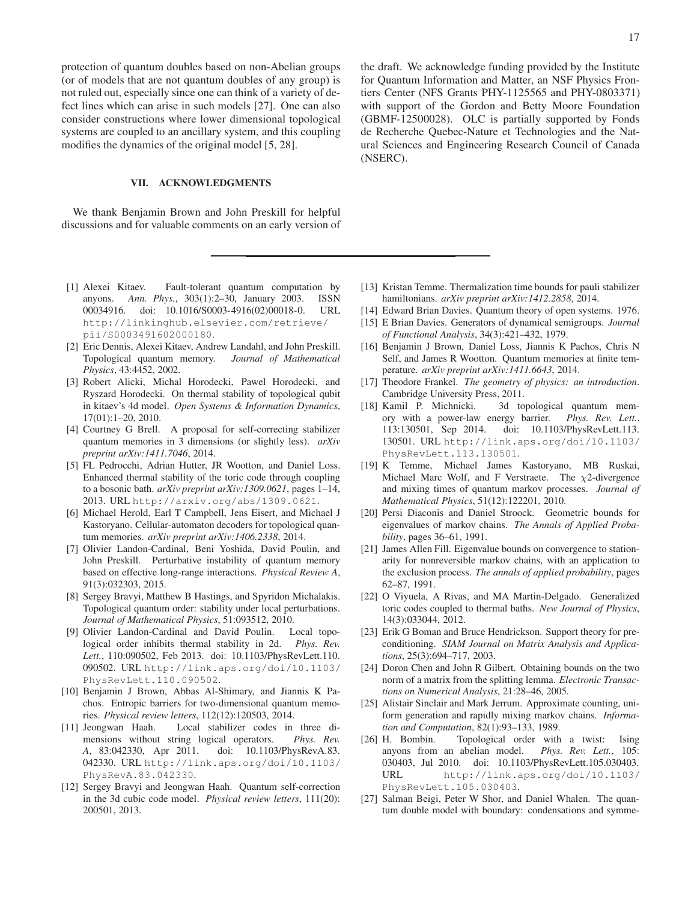protection of quantum doubles based on non-Abelian groups (or of models that are not quantum doubles of any group) is not ruled out, especially since one can think of a variety of defect lines which can arise in such models [27]. One can also consider constructions where lower dimensional topological systems are coupled to an ancillary system, and this coupling modifies the dynamics of the original model [5, 28].

## VII. ACKNOWLEDGMENTS

We thank Benjamin Brown and John Preskill for helpful discussions and for valuable comments on an early version of the draft. We acknowledge funding provided by the Institute for Quantum Information and Matter, an NSF Physics Frontiers Center (NFS Grants PHY-1125565 and PHY-0803371) with support of the Gordon and Betty Moore Foundation (GBMF-12500028). OLC is partially supported by Fonds de Recherche Quebec-Nature et Technologies and the Natural Sciences and Engineering Research Council of Canada (NSERC).

---

[1] Alexei Kitaev. Fault-tolerant quantum computation by anyons. *Ann. Phys.*, 303(1):2–30, January 2003. ISSN 00034916. doi: 10.1016/S0003-4916(02)00018-0. URL http://linkinghub.elsevier.com/retrieve/pii/S0003491602000180.

[2] Eric Dennis, Alexei Kitaev, Andrew Landahl, and John Preskill. Topological quantum memory. *Journal of Mathematical Physics*, 43:4452, 2002.

[3] Robert Alicki, Michal Horodecki, Pawel Horodecki, and Ryszard Horodecki. On thermal stability of topological qubit in kitaev's 4d model. *Open Systems & Information Dynamics*, 17(01):1–20, 2010.

[4] Courtney G Brell. A proposal for self-correcting stabilizer quantum memories in 3 dimensions (or slightly less). *arXiv preprint arXiv:1411.7046*, 2014.

[5] FL Pedrocchi, Adrian Hutter, JR Wootton, and Daniel Loss. Enhanced thermal stability of the toric code through coupling to a bosonic bath. *arXiv preprint arXiv:1309.0621*, pages 1–14, 2013. URL http://arxiv.org/abs/1309.0621.

[6] Michael Herold, Earl T Campbell, Jens Eisert, and Michael J Kastoryano. Cellular-automaton decoders for topological quantum memories. *arXiv preprint arXiv:1406.2338*, 2014.

[7] Olivier Landon-Cardinal, Beni Yoshida, David Poulin, and John Preskill. Perturbative instability of quantum memory based on effective long-range interactions. *Physical Review A*, 91(3):032303, 2015.

[8] Sergey Bravyi, Matthew B Hastings, and Spyridon Michalakis. Topological quantum order: stability under local perturbations. *Journal of Mathematical Physics*, 51:093512, 2010.

[9] Olivier Landon-Cardinal and David Poulin. Local topological order inhibits thermal stability in 2d. *Phys. Rev. Lett.*, 110:090502, Feb 2013. doi: 10.1103/PhysRevLett.110.090502. URL http://link.aps.org/doi/10.1103/PhysRevLett.110.090502.

[10] Benjamin J Brown, Abbas Al-Shimary, and Jiannis K Pachos. Entropic barriers for two-dimensional quantum memories. *Physical review letters*, 112(12):120503, 2014.

[11] Jeongwan Haah. Local stabilizer codes in three dimensions without string logical operators. *Phys. Rev. A*, 83:042330, Apr 2011. doi: 10.1103/PhysRevA.83.042330. URL http://link.aps.org/doi/10.1103/PhysRevA.83.042330.

[12] Sergey Bravyi and Jeongwan Haah. Quantum self-correction in the 3d cubic code model. *Physical review letters*, 111(20):200501, 2013.

[13] Kristan Temme. Thermalization time bounds for pauli stabilizer hamiltonians. *arXiv preprint arXiv:1412.2858*, 2014.

[14] Edward Brian Davies. Quantum theory of open systems. 1976.

[15] E Brian Davies. Generators of dynamical semigroups. *Journal of Functional Analysis*, 34(3):421–432, 1979.

[16] Benjamin J Brown, Daniel Loss, Jiannis K Pachos, Chris N Self, and James R Wootton. Quantum memories at finite temperature. *arXiv preprint arXiv:1411.6643*, 2014.

[17] Theodore Frankel. *The geometry of physics: an introduction*. Cambridge University Press, 2011.

[18] Kamil P. Michnicki. 3d topological quantum memory with a power-law energy barrier. *Phys. Rev. Lett.*, 113:130501, Sep 2014. doi: 10.1103/PhysRevLett.113.130501. URL http://link.aps.org/doi/10.1103/PhysRevLett.113.130501.

[19] K Temme, Michael James Kastoryano, MB Ruskai, Michael Marc Wolf, and F Verstraete. The $\chi$2-divergence and mixing times of quantum markov processes. *Journal of Mathematical Physics*, 51(12):122201, 2010.

[20] Persi Diaconis and Daniel Stroock. Geometric bounds for eigenvalues of markov chains. *The Annals of Applied Probability*, pages 36–61, 1991.

[21] James Allen Fill. Eigenvalue bounds on convergence to stationarity for nonreversible markov chains, with an application to the exclusion process. *The annals of applied probability*, pages 62–87, 1991.

[22] O Viyuela, A Rivas, and MA Martin-Delgado. Generalized toric codes coupled to thermal baths. *New Journal of Physics*, 14(3):033044, 2012.

[23] Erik G Boman and Bruce Hendrickson. Support theory for preconditioning. *SIAM Journal on Matrix Analysis and Applications*, 25(3):694–717, 2003.

[24] Doron Chen and John R Gilbert. Obtaining bounds on the two norm of a matrix from the splitting lemma. *Electronic Transactions on Numerical Analysis*, 21:28–46, 2005.

[25] Alistair Sinclair and Mark Jerrum. Approximate counting, uniform generation and rapidly mixing markov chains. *Information and Computation*, 82(1):93–133, 1989.

[26] H. Bombin. Topological order with a twist: Ising anyons from an abelian model. *Phys. Rev. Lett.*, 105:030403, Jul 2010. doi: 10.1103/PhysRevLett.105.030403. URL http://link.aps.org/doi/10.1103/PhysRevLett.105.030403.

[27] Salman Beigi, Peter W Shor, and Daniel Whalen. The quantum double model with boundary: condensations and symme-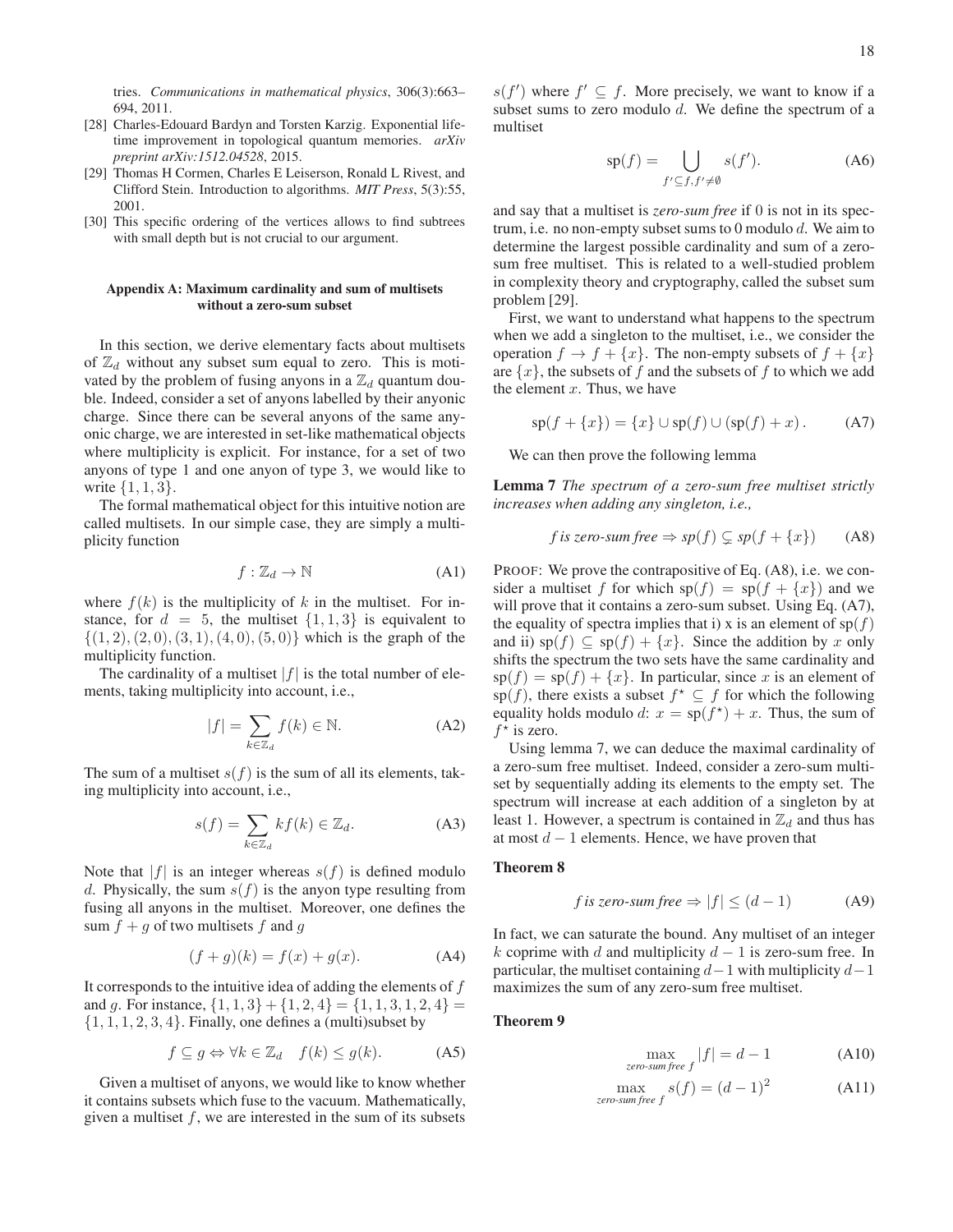tries. *Communications in mathematical physics*, 306(3):663–694, 2011.

[28] Charles-Edouard Bardyn and Torsten Karzig. Exponential lifetime improvement in topological quantum memories. *arXiv preprint arXiv:1512.04528*, 2015.

[29] Thomas H Cormen, Charles E Leiserson, Ronald L Rivest, and Clifford Stein. Introduction to algorithms. *MIT Press*, 5(3):55, 2001.

[30] This specific ordering of the vertices allows to find subtrees with small depth but is not crucial to our argument.

## Appendix A: Maximum cardinality and sum of multisets without a zero-sum subset

In this section, we derive elementary facts about multisets of $\mathbb{Z}_d$ without any subset sum equal to zero. This is motivated by the problem of fusing anyons in a $\mathbb{Z}_d$ quantum double. Indeed, consider a set of anyons labelled by their anyonic charge. Since there can be several anyons of the same anyonic charge, we are interested in set-like mathematical objects where multiplicity is explicit. For instance, for a set of two anyons of type 1 and one anyon of type 3, we would like to write $\{1, 1, 3\}$.

The formal mathematical object for this intuitive notion are called multisets. In our simple case, they are simply a multiplicity function

$$f : \mathbb{Z}_d \to \mathbb{N} \tag{A1}$$

where $f(k)$ is the multiplicity of $k$ in the multiset. For instance, for $d = 5$, the multiset $\{1, 1, 3\}$ is equivalent to $\{(1, 2), (2, 0), (3, 1), (4, 0), (5, 0)\}$ which is the graph of the multiplicity function.

The cardinality of a multiset $|f|$ is the total number of elements, taking multiplicity into account, i.e.,

$$|f| = \sum_{k \in \mathbb{Z}_d} f(k) \in \mathbb{N}. \tag{A2}$$

The sum of a multiset $s(f)$ is the sum of all its elements, taking multiplicity into account, i.e.,

$$s(f) = \sum_{k \in \mathbb{Z}_d} k f(k) \in \mathbb{Z}_d. \tag{A3}$$

Note that $|f|$ is an integer whereas $s(f)$ is defined modulo $d$. Physically, the sum $s(f)$ is the anyon type resulting from fusing all anyons in the multiset. Moreover, one defines the sum $f + g$ of two multisets $f$ and $g$

$$(f + g)(k) = f(x) + g(x). \tag{A4}$$

It corresponds to the intuitive idea of adding the elements of $f$ and $g$. For instance, $\{1, 1, 3\} + \{1, 2, 4\} = \{1, 1, 3, 1, 2, 4\} = \{1, 1, 1, 2, 3, 4\}$. Finally, one defines a (multi)subset by

$$f \subseteq g \Leftrightarrow \forall k \in \mathbb{Z}_d \quad f(k) \leq g(k). \tag{A5}$$

Given a multiset of anyons, we would like to know whether it contains subsets which fuse to the vacuum. Mathematically, given a multiset $f$, we are interested in the sum of its subsets $s(f')$ where $f' \subseteq f$. More precisely, we want to know if a subset sums to zero modulo $d$. We define the spectrum of a multiset

$$\text{sp}(f) = \bigcup_{f' \subseteq f, f' \neq \emptyset} s(f'). \tag{A6}$$

and say that a multiset is *zero-sum free* if 0 is not in its spectrum, i.e. no non-empty subset sums to 0 modulo $d$. We aim to determine the largest possible cardinality and sum of a zero-sum free multiset. This is related to a well-studied problem in complexity theory and cryptography, called the subset sum problem [29].

First, we want to understand what happens to the spectrum when we add a singleton to the multiset, i.e., we consider the operation $f \to f + \{x\}$. The non-empty subsets of $f + \{x\}$ are $\{x\}$, the subsets of $f$ and the subsets of $f$ to which we add the element $x$. Thus, we have

$$\text{sp}(f + \{x\}) = \{x\} \cup \text{sp}(f) \cup (\text{sp}(f) + x). \tag{A7}$$

We can then prove the following lemma

**Lemma 7** *The spectrum of a zero-sum free multiset strictly increases when adding any singleton, i.e.,*

$$f \text{ is zero-sum free} \Rightarrow sp(f) \subsetneq sp(f + \{x\}) \tag{A8}$$

PROOF: We prove the contrapositive of Eq. (A8), i.e. we consider a multiset $f$ for which $\text{sp}(f) = \text{sp}(f + \{x\})$ and we will prove that it contains a zero-sum subset. Using Eq. (A7), the equality of spectra implies that i) x is an element of $\text{sp}(f)$ and ii) $\text{sp}(f) \subseteq \text{sp}(f) + \{x\}$. Since the addition by $x$ only shifts the spectrum the two sets have the same cardinality and $\text{sp}(f) = \text{sp}(f) + \{x\}$. In particular, since $x$ is an element of $\text{sp}(f)$, there exists a subset $f^\star \subseteq f$ for which the following equality holds modulo $d$: $x = \text{sp}(f^\star) + x$. Thus, the sum of $f^\star$ is zero.

Using lemma 7, we can deduce the maximal cardinality of a zero-sum free multiset. Indeed, consider a zero-sum free multiset by sequentially adding its elements to the empty set. The spectrum will increase at each addition of a singleton by at least 1. However, a spectrum is contained in $\mathbb{Z}_d$ and thus has at most $d - 1$ elements. Hence, we have proven that

**Theorem 8**

$$f \text{ is zero-sum free} \Rightarrow |f| \leq (d - 1) \tag{A9}$$

In fact, we can saturate the bound. Any multiset of an integer $k$ coprime with $d$ and multiplicity $d - 1$ is zero-sum free. In particular, the multiset containing $d-1$ with multiplicity $d-1$ maximizes the sum of any zero-sum free multiset.

**Theorem 9**

$$\max_{\text{zero-sum free } f} |f| = d - 1 \tag{A10}$$

$$\max_{\text{zero-sum free } f} s(f) = (d - 1)^2 \tag{A11}$$